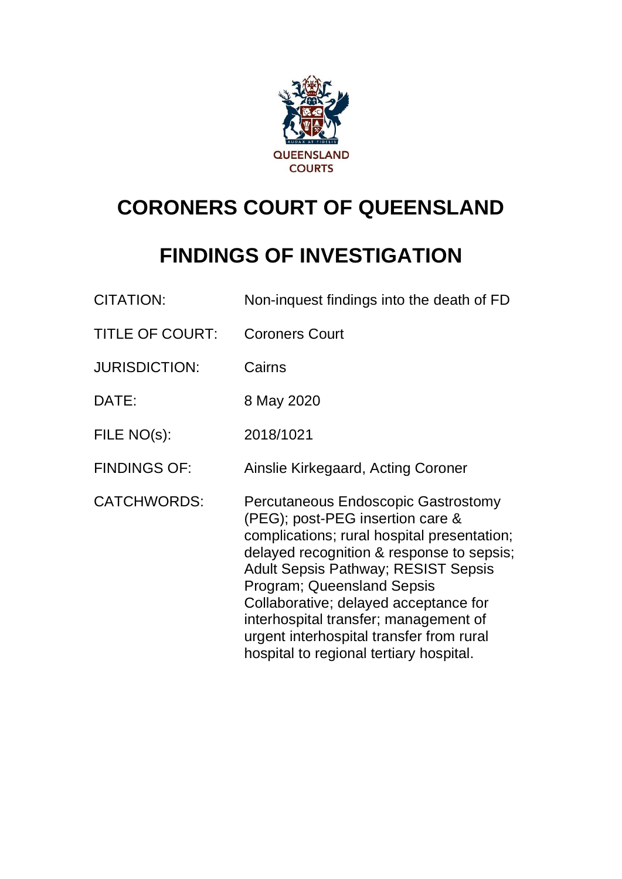QUEENSLAND COURTS

# CORONERS COURT OF QUEENSLAND

# FINDINGS OF INVESTIGATION

| | |
|---|---|
| CITATION: | Non-inquest findings into the death of FD |
| TITLE OF COURT: | Coroners Court |
| JURISDICTION: | Cairns |
| DATE: | 8 May 2020 |
| FILE NO(s): | 2018/1021 |
| FINDINGS OF: | Ainslie Kirkegaard, Acting Coroner |
| CATCHWORDS: | Percutaneous Endoscopic Gastrostomy (PEG); post-PEG insertion care & complications; rural hospital presentation; delayed recognition & response to sepsis; Adult Sepsis Pathway; RESIST Sepsis Program; Queensland Sepsis Collaborative; delayed acceptance for interhospital transfer; management of urgent interhospital transfer from rural hospital to regional tertiary hospital. |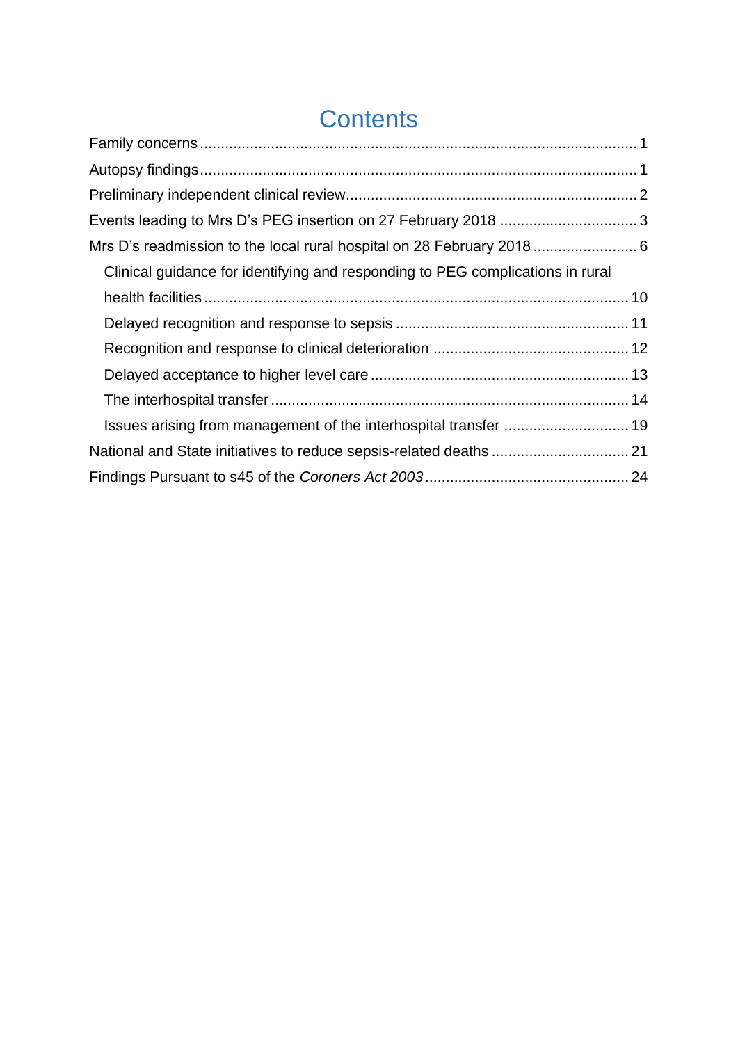# Contents

- Family concerns .......... 1
- Autopsy findings .......... 1
- Preliminary independent clinical review .......... 2
- Events leading to Mrs D's PEG insertion on 27 February 2018 .......... 3
- Mrs D's readmission to the local rural hospital on 28 February 2018 .......... 6
  - Clinical guidance for identifying and responding to PEG complications in rural health facilities .......... 10
  - Delayed recognition and response to sepsis .......... 11
  - Recognition and response to clinical deterioration .......... 12
  - Delayed acceptance to higher level care .......... 13
  - The interhospital transfer .......... 14
  - Issues arising from management of the interhospital transfer .......... 19
- National and State initiatives to reduce sepsis-related deaths .......... 21
- Findings Pursuant to s45 of the *Coroners Act 2003* .......... 24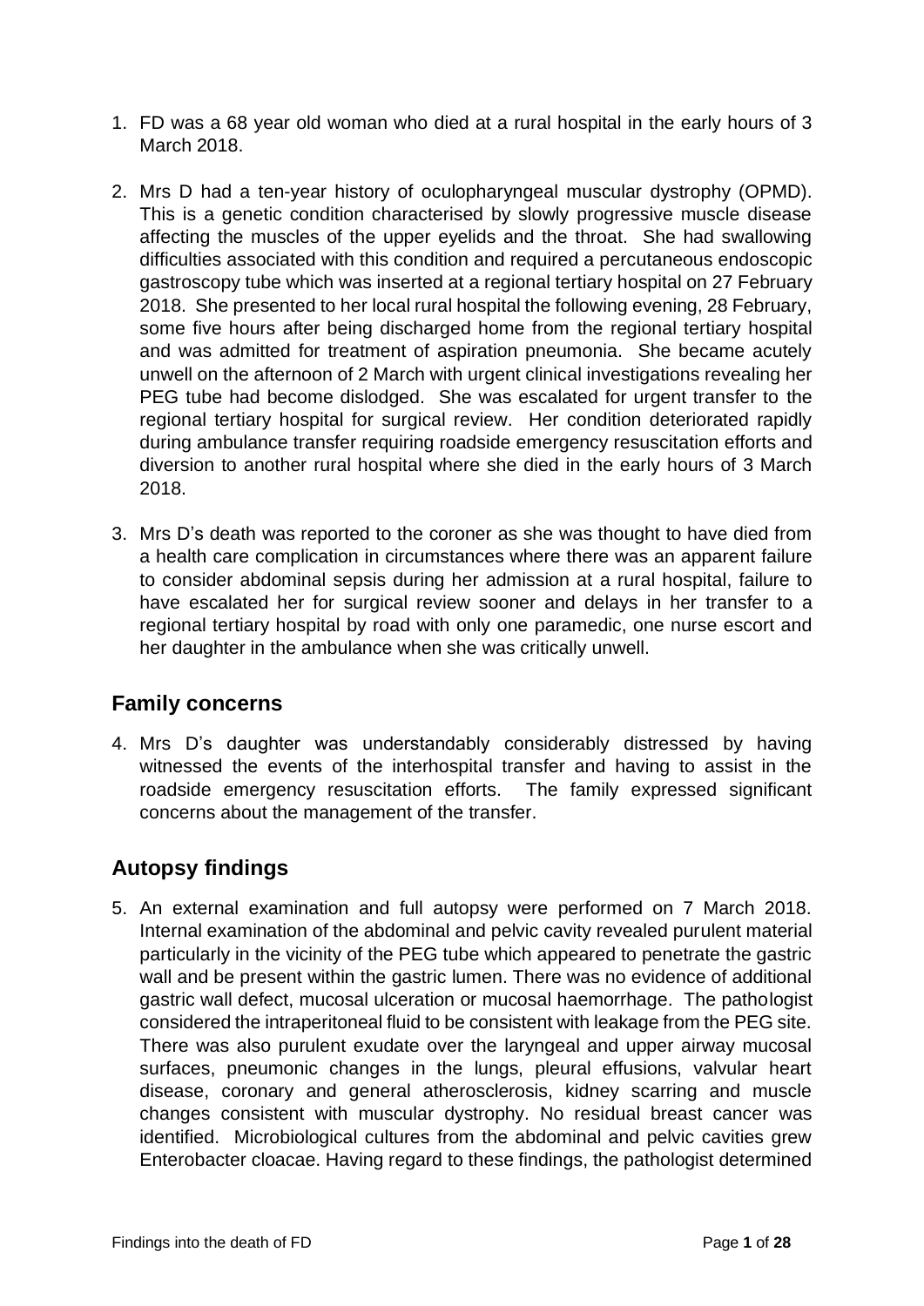1. FD was a 68 year old woman who died at a rural hospital in the early hours of 3 March 2018.

2. Mrs D had a ten-year history of oculopharyngeal muscular dystrophy (OPMD). This is a genetic condition characterised by slowly progressive muscle disease affecting the muscles of the upper eyelids and the throat. She had swallowing difficulties associated with this condition and required a percutaneous endoscopic gastroscopy tube which was inserted at a regional tertiary hospital on 27 February 2018. She presented to her local rural hospital the following evening, 28 February, some five hours after being discharged home from the regional tertiary hospital and was admitted for treatment of aspiration pneumonia. She became acutely unwell on the afternoon of 2 March with urgent clinical investigations revealing her PEG tube had become dislodged. She was escalated for urgent transfer to the regional tertiary hospital for surgical review. Her condition deteriorated rapidly during ambulance transfer requiring roadside emergency resuscitation efforts and diversion to another rural hospital where she died in the early hours of 3 March 2018.

3. Mrs D's death was reported to the coroner as she was thought to have died from a health care complication in circumstances where there was an apparent failure to consider abdominal sepsis during her admission at a rural hospital, failure to have escalated her for surgical review sooner and delays in her transfer to a regional tertiary hospital by road with only one paramedic, one nurse escort and her daughter in the ambulance when she was critically unwell.

## Family concerns

4. Mrs D's daughter was understandably considerably distressed by having witnessed the events of the interhospital transfer and having to assist in the roadside emergency resuscitation efforts. The family expressed significant concerns about the management of the transfer.

## Autopsy findings

5. An external examination and full autopsy were performed on 7 March 2018. Internal examination of the abdominal and pelvic cavity revealed purulent material particularly in the vicinity of the PEG tube which appeared to penetrate the gastric wall and be present within the gastric lumen. There was no evidence of additional gastric wall defect, mucosal ulceration or mucosal haemorrhage. The pathologist considered the intraperitoneal fluid to be consistent with leakage from the PEG site. There was also purulent exudate over the laryngeal and upper airway mucosal surfaces, pneumonic changes in the lungs, pleural effusions, valvular heart disease, coronary and general atherosclerosis, kidney scarring and muscle changes consistent with muscular dystrophy. No residual breast cancer was identified. Microbiological cultures from the abdominal and pelvic cavities grew Enterobacter cloacae. Having regard to these findings, the pathologist determined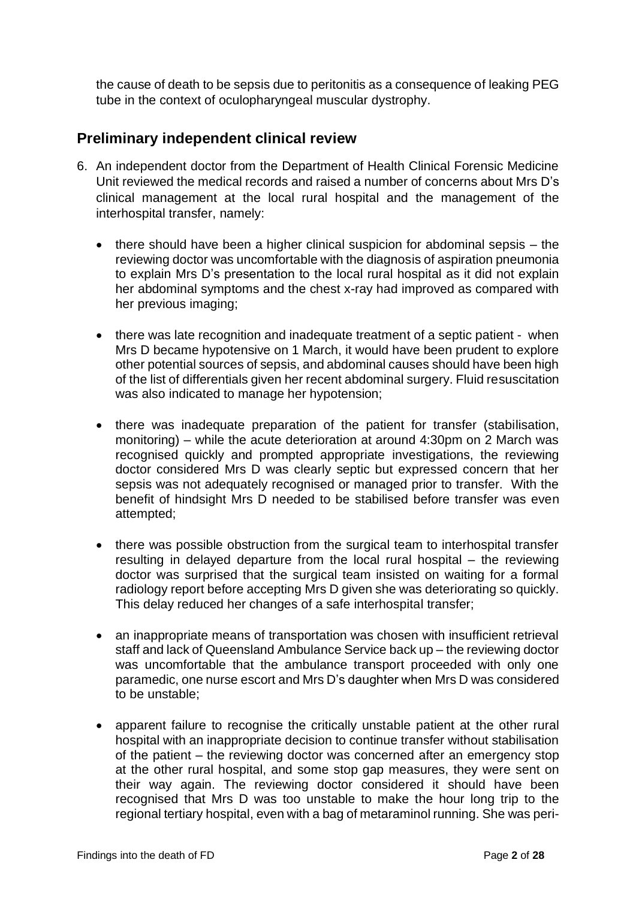the cause of death to be sepsis due to peritonitis as a consequence of leaking PEG tube in the context of oculopharyngeal muscular dystrophy.

## Preliminary independent clinical review

6. An independent doctor from the Department of Health Clinical Forensic Medicine Unit reviewed the medical records and raised a number of concerns about Mrs D's clinical management at the local rural hospital and the management of the interhospital transfer, namely:

   - there should have been a higher clinical suspicion for abdominal sepsis – the reviewing doctor was uncomfortable with the diagnosis of aspiration pneumonia to explain Mrs D's presentation to the local rural hospital as it did not explain her abdominal symptoms and the chest x-ray had improved as compared with her previous imaging;

   - there was late recognition and inadequate treatment of a septic patient - when Mrs D became hypotensive on 1 March, it would have been prudent to explore other potential sources of sepsis, and abdominal causes should have been high of the list of differentials given her recent abdominal surgery. Fluid resuscitation was also indicated to manage her hypotension;

   - there was inadequate preparation of the patient for transfer (stabilisation, monitoring) – while the acute deterioration at around 4:30pm on 2 March was recognised quickly and prompted appropriate investigations, the reviewing doctor considered Mrs D was clearly septic but expressed concern that her sepsis was not adequately recognised or managed prior to transfer. With the benefit of hindsight Mrs D needed to be stabilised before transfer was even attempted;

   - there was possible obstruction from the surgical team to interhospital transfer resulting in delayed departure from the local rural hospital – the reviewing doctor was surprised that the surgical team insisted on waiting for a formal radiology report before accepting Mrs D given she was deteriorating so quickly. This delay reduced her changes of a safe interhospital transfer;

   - an inappropriate means of transportation was chosen with insufficient retrieval staff and lack of Queensland Ambulance Service back up – the reviewing doctor was uncomfortable that the ambulance transport proceeded with only one paramedic, one nurse escort and Mrs D's daughter when Mrs D was considered to be unstable;

   - apparent failure to recognise the critically unstable patient at the other rural hospital with an inappropriate decision to continue transfer without stabilisation of the patient – the reviewing doctor was concerned after an emergency stop at the other rural hospital, and some stop gap measures, they were sent on their way again. The reviewing doctor considered it should have been recognised that Mrs D was too unstable to make the hour long trip to the regional tertiary hospital, even with a bag of metaraminol running. She was peri-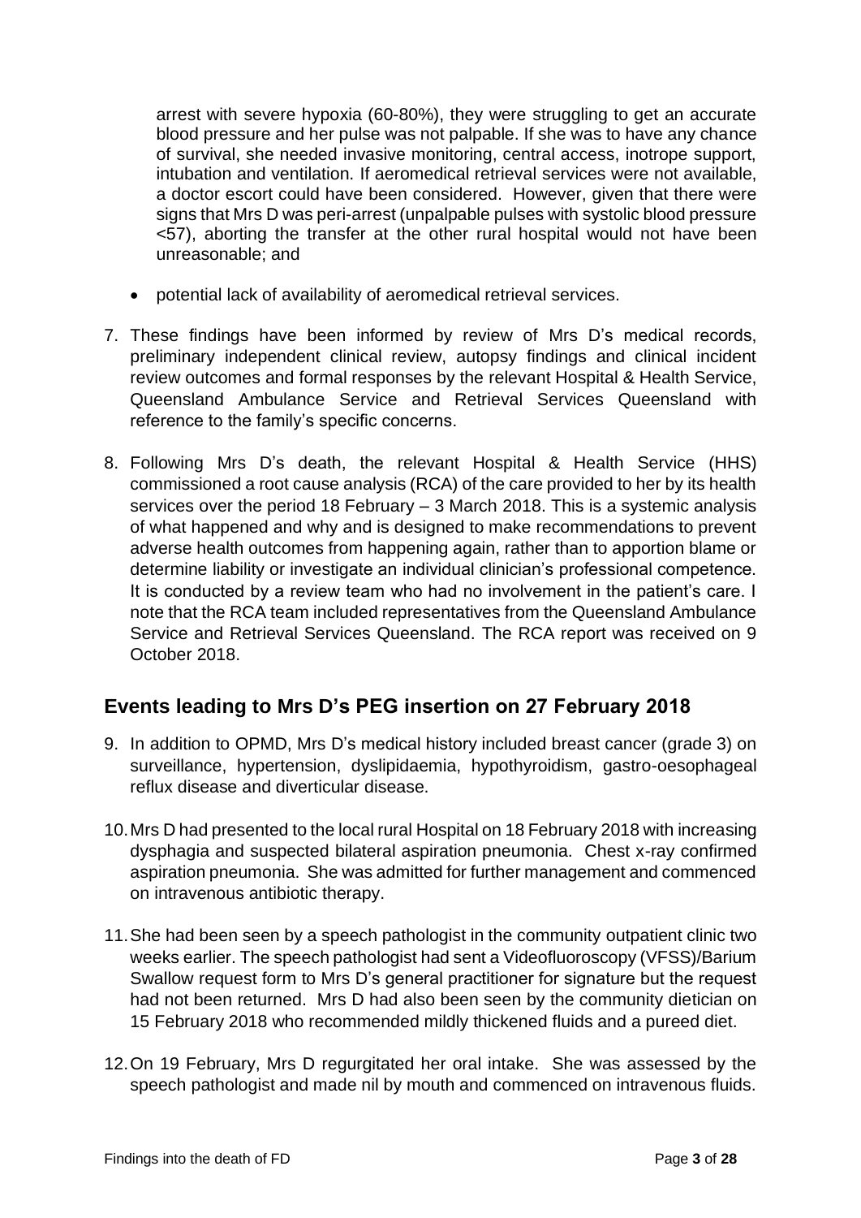arrest with severe hypoxia (60-80%), they were struggling to get an accurate blood pressure and her pulse was not palpable. If she was to have any chance of survival, she needed invasive monitoring, central access, inotrope support, intubation and ventilation. If aeromedical retrieval services were not available, a doctor escort could have been considered. However, given that there were signs that Mrs D was peri-arrest (unpalpable pulses with systolic blood pressure <57), aborting the transfer at the other rural hospital would not have been unreasonable; and

- potential lack of availability of aeromedical retrieval services.

7. These findings have been informed by review of Mrs D's medical records, preliminary independent clinical review, autopsy findings and clinical incident review outcomes and formal responses by the relevant Hospital & Health Service, Queensland Ambulance Service and Retrieval Services Queensland with reference to the family's specific concerns.

8. Following Mrs D's death, the relevant Hospital & Health Service (HHS) commissioned a root cause analysis (RCA) of the care provided to her by its health services over the period 18 February – 3 March 2018. This is a systemic analysis of what happened and why and is designed to make recommendations to prevent adverse health outcomes from happening again, rather than to apportion blame or determine liability or investigate an individual clinician's professional competence. It is conducted by a review team who had no involvement in the patient's care. I note that the RCA team included representatives from the Queensland Ambulance Service and Retrieval Services Queensland. The RCA report was received on 9 October 2018.

## Events leading to Mrs D's PEG insertion on 27 February 2018

9. In addition to OPMD, Mrs D's medical history included breast cancer (grade 3) on surveillance, hypertension, dyslipidaemia, hypothyroidism, gastro-oesophageal reflux disease and diverticular disease.

10. Mrs D had presented to the local rural Hospital on 18 February 2018 with increasing dysphagia and suspected bilateral aspiration pneumonia. Chest x-ray confirmed aspiration pneumonia. She was admitted for further management and commenced on intravenous antibiotic therapy.

11. She had been seen by a speech pathologist in the community outpatient clinic two weeks earlier. The speech pathologist had sent a Videofluoroscopy (VFSS)/Barium Swallow request form to Mrs D's general practitioner for signature but the request had not been returned. Mrs D had also been seen by the community dietician on 15 February 2018 who recommended mildly thickened fluids and a pureed diet.

12. On 19 February, Mrs D regurgitated her oral intake. She was assessed by the speech pathologist and made nil by mouth and commenced on intravenous fluids.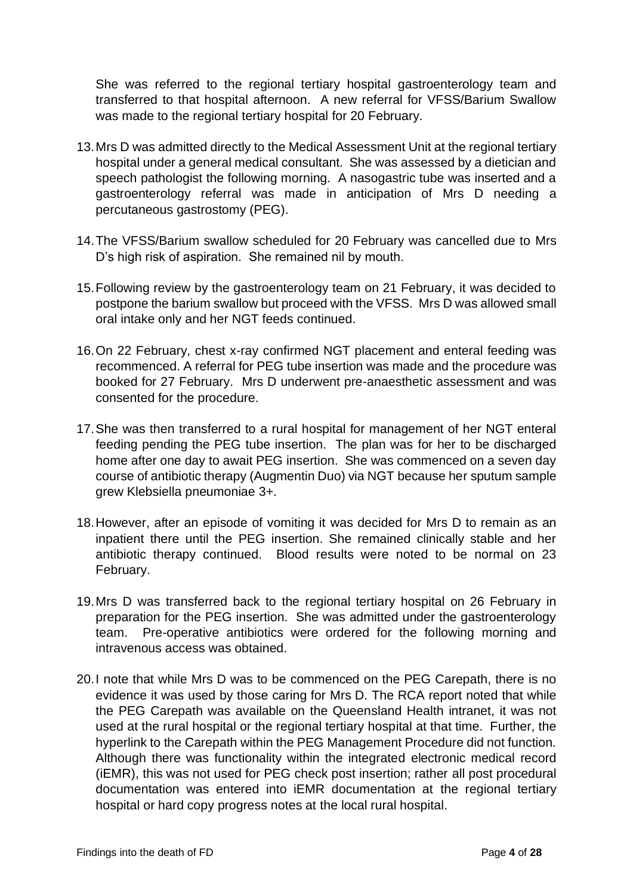She was referred to the regional tertiary hospital gastroenterology team and transferred to that hospital afternoon. A new referral for VFSS/Barium Swallow was made to the regional tertiary hospital for 20 February.

13. Mrs D was admitted directly to the Medical Assessment Unit at the regional tertiary hospital under a general medical consultant. She was assessed by a dietician and speech pathologist the following morning. A nasogastric tube was inserted and a gastroenterology referral was made in anticipation of Mrs D needing a percutaneous gastrostomy (PEG).

14. The VFSS/Barium swallow scheduled for 20 February was cancelled due to Mrs D's high risk of aspiration. She remained nil by mouth.

15. Following review by the gastroenterology team on 21 February, it was decided to postpone the barium swallow but proceed with the VFSS. Mrs D was allowed small oral intake only and her NGT feeds continued.

16. On 22 February, chest x-ray confirmed NGT placement and enteral feeding was recommenced. A referral for PEG tube insertion was made and the procedure was booked for 27 February. Mrs D underwent pre-anaesthetic assessment and was consented for the procedure.

17. She was then transferred to a rural hospital for management of her NGT enteral feeding pending the PEG tube insertion. The plan was for her to be discharged home after one day to await PEG insertion. She was commenced on a seven day course of antibiotic therapy (Augmentin Duo) via NGT because her sputum sample grew Klebsiella pneumoniae 3+.

18. However, after an episode of vomiting it was decided for Mrs D to remain as an inpatient there until the PEG insertion. She remained clinically stable and her antibiotic therapy continued. Blood results were noted to be normal on 23 February.

19. Mrs D was transferred back to the regional tertiary hospital on 26 February in preparation for the PEG insertion. She was admitted under the gastroenterology team. Pre-operative antibiotics were ordered for the following morning and intravenous access was obtained.

20. I note that while Mrs D was to be commenced on the PEG Carepath, there is no evidence it was used by those caring for Mrs D. The RCA report noted that while the PEG Carepath was available on the Queensland Health intranet, it was not used at the rural hospital or the regional tertiary hospital at that time. Further, the hyperlink to the Carepath within the PEG Management Procedure did not function. Although there was functionality within the integrated electronic medical record (iEMR), this was not used for PEG check post insertion; rather all post procedural documentation was entered into iEMR documentation at the regional tertiary hospital or hard copy progress notes at the local rural hospital.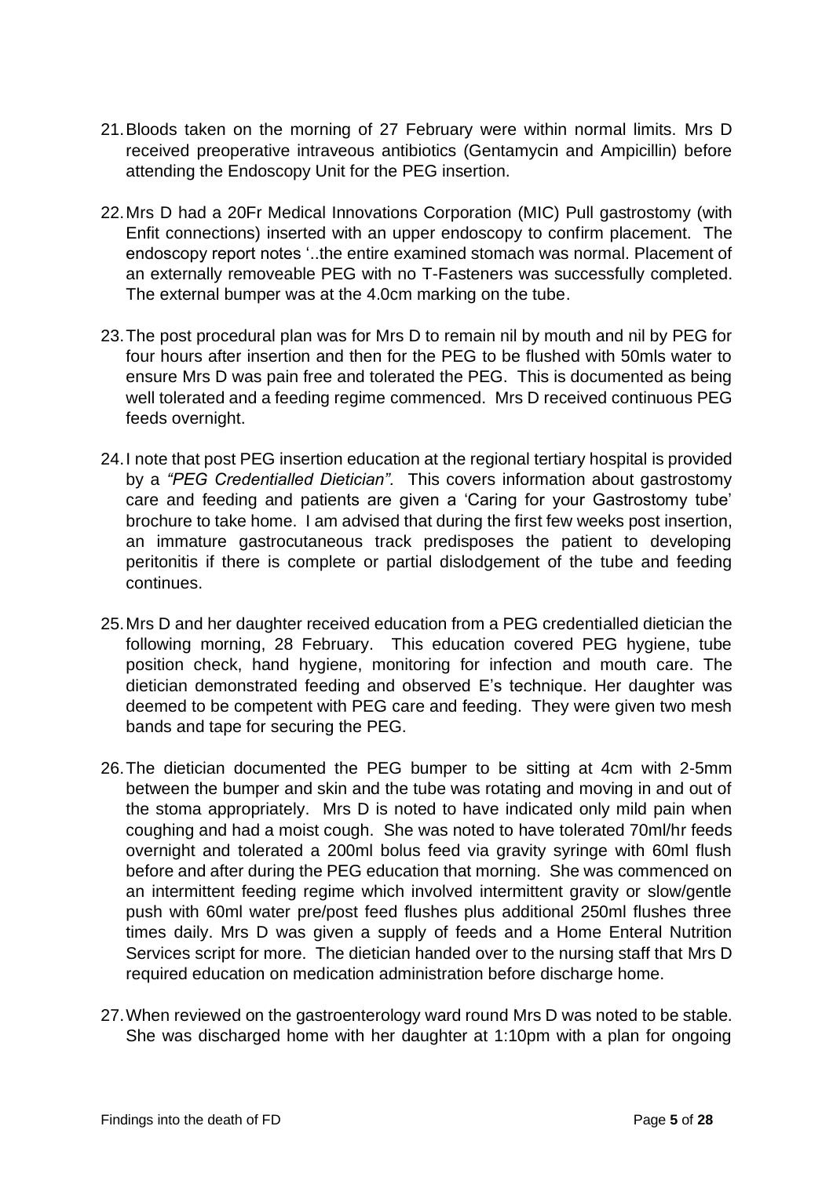21. Bloods taken on the morning of 27 February were within normal limits. Mrs D received preoperative intraveous antibiotics (Gentamycin and Ampicillin) before attending the Endoscopy Unit for the PEG insertion.

22. Mrs D had a 20Fr Medical Innovations Corporation (MIC) Pull gastrostomy (with Enfit connections) inserted with an upper endoscopy to confirm placement. The endoscopy report notes '..the entire examined stomach was normal. Placement of an externally removeable PEG with no T-Fasteners was successfully completed. The external bumper was at the 4.0cm marking on the tube.

23. The post procedural plan was for Mrs D to remain nil by mouth and nil by PEG for four hours after insertion and then for the PEG to be flushed with 50mls water to ensure Mrs D was pain free and tolerated the PEG. This is documented as being well tolerated and a feeding regime commenced. Mrs D received continuous PEG feeds overnight.

24. I note that post PEG insertion education at the regional tertiary hospital is provided by a *"PEG Credentialled Dietician".* This covers information about gastrostomy care and feeding and patients are given a 'Caring for your Gastrostomy tube' brochure to take home. I am advised that during the first few weeks post insertion, an immature gastrocutaneous track predisposes the patient to developing peritonitis if there is complete or partial dislodgement of the tube and feeding continues.

25. Mrs D and her daughter received education from a PEG credentialled dietician the following morning, 28 February. This education covered PEG hygiene, tube position check, hand hygiene, monitoring for infection and mouth care. The dietician demonstrated feeding and observed E's technique. Her daughter was deemed to be competent with PEG care and feeding. They were given two mesh bands and tape for securing the PEG.

26. The dietician documented the PEG bumper to be sitting at 4cm with 2-5mm between the bumper and skin and the tube was rotating and moving in and out of the stoma appropriately. Mrs D is noted to have indicated only mild pain when coughing and had a moist cough. She was noted to have tolerated 70ml/hr feeds overnight and tolerated a 200ml bolus feed via gravity syringe with 60ml flush before and after during the PEG education that morning. She was commenced on an intermittent feeding regime which involved intermittent gravity or slow/gentle push with 60ml water pre/post feed flushes plus additional 250ml flushes three times daily. Mrs D was given a supply of feeds and a Home Enteral Nutrition Services script for more. The dietician handed over to the nursing staff that Mrs D required education on medication administration before discharge home.

27. When reviewed on the gastroenterology ward round Mrs D was noted to be stable. She was discharged home with her daughter at 1:10pm with a plan for ongoing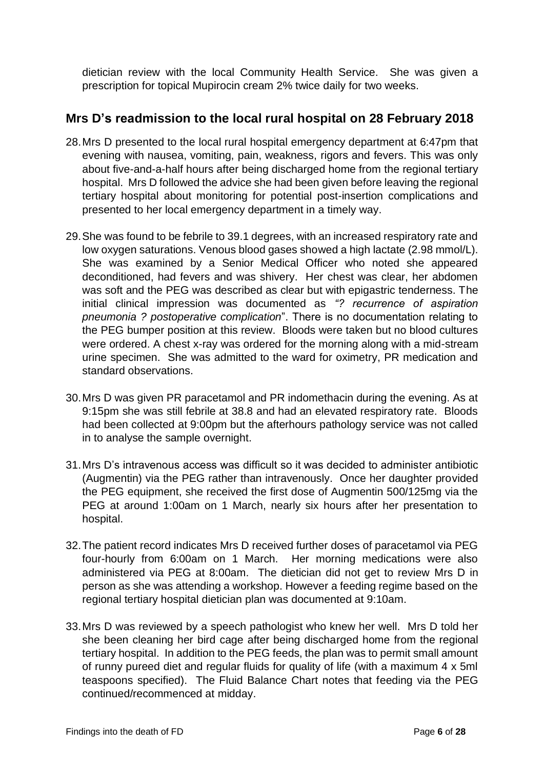dietician review with the local Community Health Service. She was given a prescription for topical Mupirocin cream 2% twice daily for two weeks.

## Mrs D's readmission to the local rural hospital on 28 February 2018

28. Mrs D presented to the local rural hospital emergency department at 6:47pm that evening with nausea, vomiting, pain, weakness, rigors and fevers. This was only about five-and-a-half hours after being discharged home from the regional tertiary hospital. Mrs D followed the advice she had been given before leaving the regional tertiary hospital about monitoring for potential post-insertion complications and presented to her local emergency department in a timely way.

29. She was found to be febrile to 39.1 degrees, with an increased respiratory rate and low oxygen saturations. Venous blood gases showed a high lactate (2.98 mmol/L). She was examined by a Senior Medical Officer who noted she appeared deconditioned, had fevers and was shivery. Her chest was clear, her abdomen was soft and the PEG was described as clear but with epigastric tenderness. The initial clinical impression was documented as *"? recurrence of aspiration pneumonia ? postoperative complication"*. There is no documentation relating to the PEG bumper position at this review. Bloods were taken but no blood cultures were ordered. A chest x-ray was ordered for the morning along with a mid-stream urine specimen. She was admitted to the ward for oximetry, PR medication and standard observations.

30. Mrs D was given PR paracetamol and PR indomethacin during the evening. As at 9:15pm she was still febrile at 38.8 and had an elevated respiratory rate. Bloods had been collected at 9:00pm but the afterhours pathology service was not called in to analyse the sample overnight.

31. Mrs D's intravenous access was difficult so it was decided to administer antibiotic (Augmentin) via the PEG rather than intravenously. Once her daughter provided the PEG equipment, she received the first dose of Augmentin 500/125mg via the PEG at around 1:00am on 1 March, nearly six hours after her presentation to hospital.

32. The patient record indicates Mrs D received further doses of paracetamol via PEG four-hourly from 6:00am on 1 March. Her morning medications were also administered via PEG at 8:00am. The dietician did not get to review Mrs D in person as she was attending a workshop. However a feeding regime based on the regional tertiary hospital dietician plan was documented at 9:10am.

33. Mrs D was reviewed by a speech pathologist who knew her well. Mrs D told her she been cleaning her bird cage after being discharged home from the regional tertiary hospital. In addition to the PEG feeds, the plan was to permit small amount of runny pureed diet and regular fluids for quality of life (with a maximum 4 x 5ml teaspoons specified). The Fluid Balance Chart notes that feeding via the PEG continued/recommenced at midday.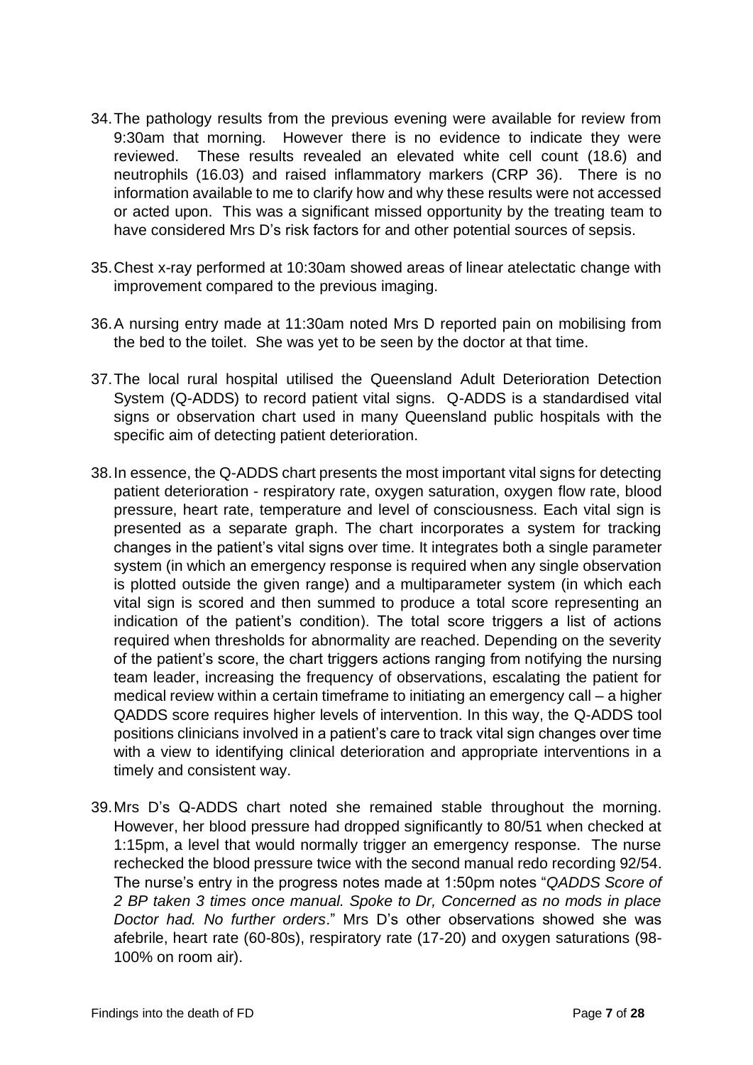34. The pathology results from the previous evening were available for review from 9:30am that morning. However there is no evidence to indicate they were reviewed. These results revealed an elevated white cell count (18.6) and neutrophils (16.03) and raised inflammatory markers (CRP 36). There is no information available to me to clarify how and why these results were not accessed or acted upon. This was a significant missed opportunity by the treating team to have considered Mrs D's risk factors for and other potential sources of sepsis.

35. Chest x-ray performed at 10:30am showed areas of linear atelectatic change with improvement compared to the previous imaging.

36. A nursing entry made at 11:30am noted Mrs D reported pain on mobilising from the bed to the toilet. She was yet to be seen by the doctor at that time.

37. The local rural hospital utilised the Queensland Adult Deterioration Detection System (Q-ADDS) to record patient vital signs. Q-ADDS is a standardised vital signs or observation chart used in many Queensland public hospitals with the specific aim of detecting patient deterioration.

38. In essence, the Q-ADDS chart presents the most important vital signs for detecting patient deterioration - respiratory rate, oxygen saturation, oxygen flow rate, blood pressure, heart rate, temperature and level of consciousness. Each vital sign is presented as a separate graph. The chart incorporates a system for tracking changes in the patient's vital signs over time. It integrates both a single parameter system (in which an emergency response is required when any single observation is plotted outside the given range) and a multiparameter system (in which each vital sign is scored and then summed to produce a total score representing an indication of the patient's condition). The total score triggers a list of actions required when thresholds for abnormality are reached. Depending on the severity of the patient's score, the chart triggers actions ranging from notifying the nursing team leader, increasing the frequency of observations, escalating the patient for medical review within a certain timeframe to initiating an emergency call – a higher QADDS score requires higher levels of intervention. In this way, the Q-ADDS tool positions clinicians involved in a patient's care to track vital sign changes over time with a view to identifying clinical deterioration and appropriate interventions in a timely and consistent way.

39. Mrs D's Q-ADDS chart noted she remained stable throughout the morning. However, her blood pressure had dropped significantly to 80/51 when checked at 1:15pm, a level that would normally trigger an emergency response. The nurse rechecked the blood pressure twice with the second manual redo recording 92/54. The nurse's entry in the progress notes made at 1:50pm notes "*QADDS Score of 2 BP taken 3 times once manual. Spoke to Dr, Concerned as no mods in place Doctor had. No further orders*." Mrs D's other observations showed she was afebrile, heart rate (60-80s), respiratory rate (17-20) and oxygen saturations (98-100% on room air).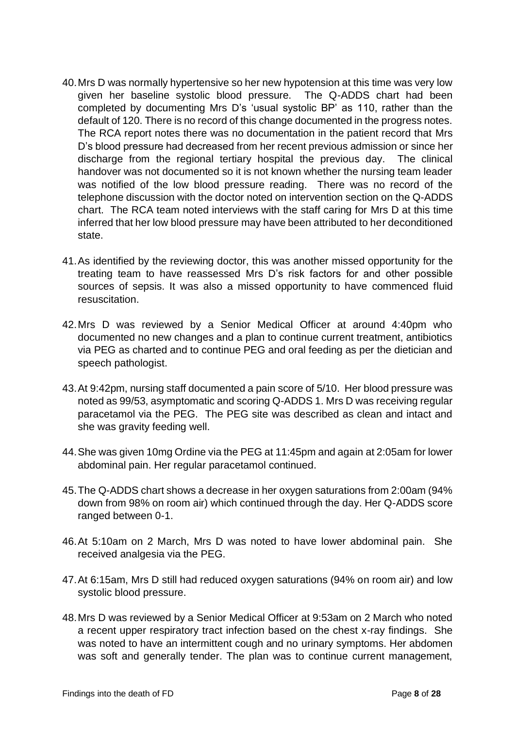40. Mrs D was normally hypertensive so her new hypotension at this time was very low given her baseline systolic blood pressure. The Q-ADDS chart had been completed by documenting Mrs D's 'usual systolic BP' as 110, rather than the default of 120. There is no record of this change documented in the progress notes. The RCA report notes there was no documentation in the patient record that Mrs D's blood pressure had decreased from her recent previous admission or since her discharge from the regional tertiary hospital the previous day. The clinical handover was not documented so it is not known whether the nursing team leader was notified of the low blood pressure reading. There was no record of the telephone discussion with the doctor noted on intervention section on the Q-ADDS chart. The RCA team noted interviews with the staff caring for Mrs D at this time inferred that her low blood pressure may have been attributed to her deconditioned state.

41. As identified by the reviewing doctor, this was another missed opportunity for the treating team to have reassessed Mrs D's risk factors for and other possible sources of sepsis. It was also a missed opportunity to have commenced fluid resuscitation.

42. Mrs D was reviewed by a Senior Medical Officer at around 4:40pm who documented no new changes and a plan to continue current treatment, antibiotics via PEG as charted and to continue PEG and oral feeding as per the dietician and speech pathologist.

43. At 9:42pm, nursing staff documented a pain score of 5/10. Her blood pressure was noted as 99/53, asymptomatic and scoring Q-ADDS 1. Mrs D was receiving regular paracetamol via the PEG. The PEG site was described as clean and intact and she was gravity feeding well.

44. She was given 10mg Ordine via the PEG at 11:45pm and again at 2:05am for lower abdominal pain. Her regular paracetamol continued.

45. The Q-ADDS chart shows a decrease in her oxygen saturations from 2:00am (94% down from 98% on room air) which continued through the day. Her Q-ADDS score ranged between 0-1.

46. At 5:10am on 2 March, Mrs D was noted to have lower abdominal pain. She received analgesia via the PEG.

47. At 6:15am, Mrs D still had reduced oxygen saturations (94% on room air) and low systolic blood pressure.

48. Mrs D was reviewed by a Senior Medical Officer at 9:53am on 2 March who noted a recent upper respiratory tract infection based on the chest x-ray findings. She was noted to have an intermittent cough and no urinary symptoms. Her abdomen was soft and generally tender. The plan was to continue current management,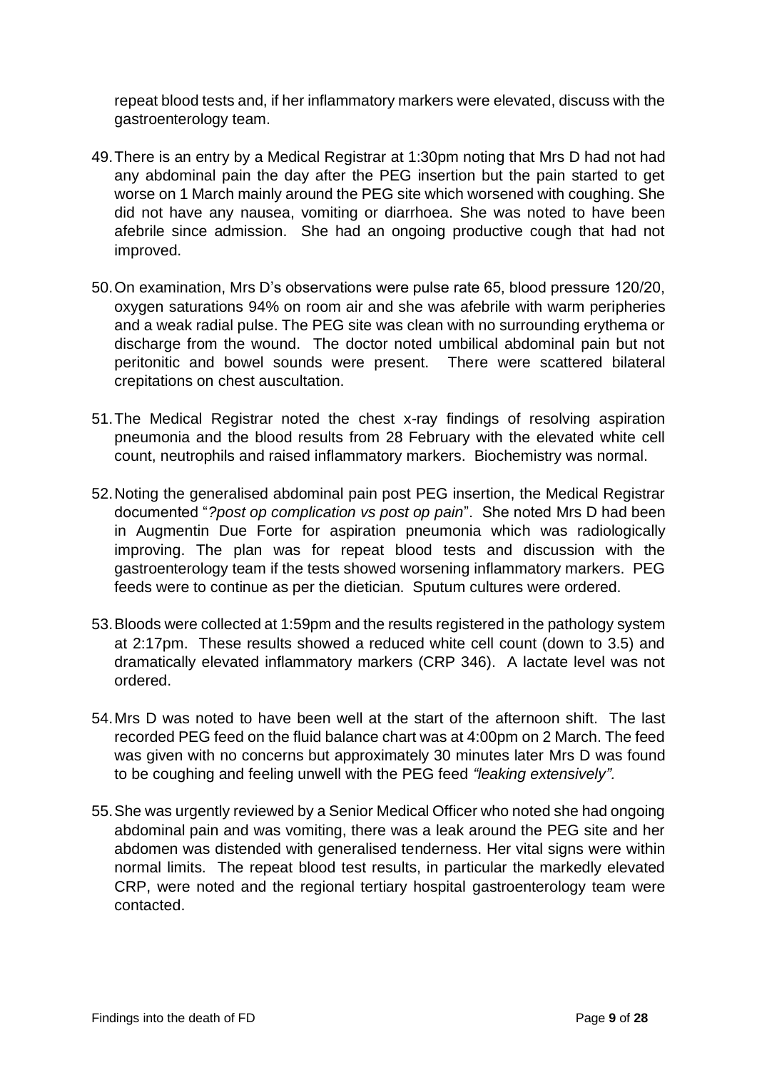repeat blood tests and, if her inflammatory markers were elevated, discuss with the gastroenterology team.

49. There is an entry by a Medical Registrar at 1:30pm noting that Mrs D had not had any abdominal pain the day after the PEG insertion but the pain started to get worse on 1 March mainly around the PEG site which worsened with coughing. She did not have any nausea, vomiting or diarrhoea. She was noted to have been afebrile since admission. She had an ongoing productive cough that had not improved.

50. On examination, Mrs D's observations were pulse rate 65, blood pressure 120/20, oxygen saturations 94% on room air and she was afebrile with warm peripheries and a weak radial pulse. The PEG site was clean with no surrounding erythema or discharge from the wound. The doctor noted umbilical abdominal pain but not peritonitic and bowel sounds were present. There were scattered bilateral crepitations on chest auscultation.

51. The Medical Registrar noted the chest x-ray findings of resolving aspiration pneumonia and the blood results from 28 February with the elevated white cell count, neutrophils and raised inflammatory markers. Biochemistry was normal.

52. Noting the generalised abdominal pain post PEG insertion, the Medical Registrar documented "*?post op complication vs post op pain*". She noted Mrs D had been in Augmentin Due Forte for aspiration pneumonia which was radiologically improving. The plan was for repeat blood tests and discussion with the gastroenterology team if the tests showed worsening inflammatory markers. PEG feeds were to continue as per the dietician. Sputum cultures were ordered.

53. Bloods were collected at 1:59pm and the results registered in the pathology system at 2:17pm. These results showed a reduced white cell count (down to 3.5) and dramatically elevated inflammatory markers (CRP 346). A lactate level was not ordered.

54. Mrs D was noted to have been well at the start of the afternoon shift. The last recorded PEG feed on the fluid balance chart was at 4:00pm on 2 March. The feed was given with no concerns but approximately 30 minutes later Mrs D was found to be coughing and feeling unwell with the PEG feed *"leaking extensively"*.

55. She was urgently reviewed by a Senior Medical Officer who noted she had ongoing abdominal pain and was vomiting, there was a leak around the PEG site and her abdomen was distended with generalised tenderness. Her vital signs were within normal limits. The repeat blood test results, in particular the markedly elevated CRP, were noted and the regional tertiary hospital gastroenterology team were contacted.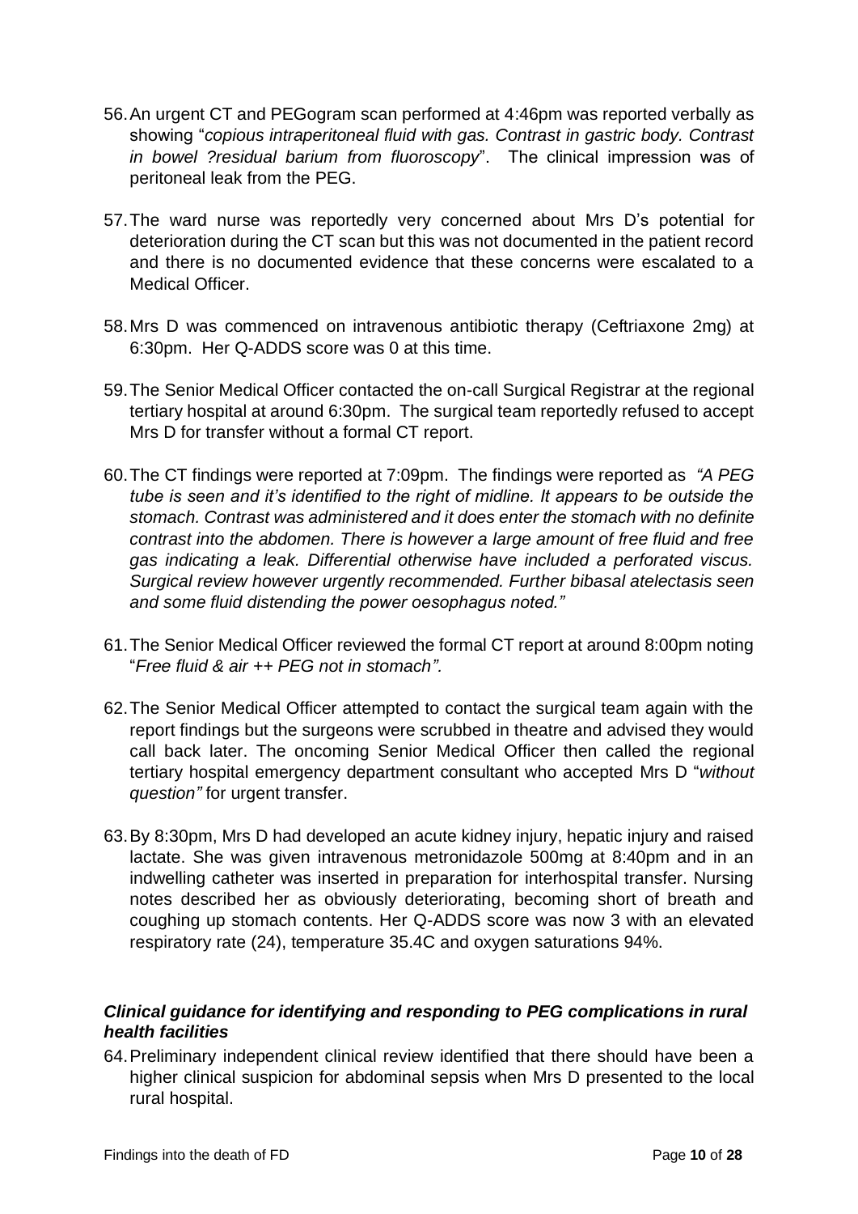56. An urgent CT and PEGogram scan performed at 4:46pm was reported verbally as showing "*copious intraperitoneal fluid with gas. Contrast in gastric body. Contrast in bowel ?residual barium from fluoroscopy*". The clinical impression was of peritoneal leak from the PEG.

57. The ward nurse was reportedly very concerned about Mrs D's potential for deterioration during the CT scan but this was not documented in the patient record and there is no documented evidence that these concerns were escalated to a Medical Officer.

58. Mrs D was commenced on intravenous antibiotic therapy (Ceftriaxone 2mg) at 6:30pm. Her Q-ADDS score was 0 at this time.

59. The Senior Medical Officer contacted the on-call Surgical Registrar at the regional tertiary hospital at around 6:30pm. The surgical team reportedly refused to accept Mrs D for transfer without a formal CT report.

60. The CT findings were reported at 7:09pm. The findings were reported as *"A PEG tube is seen and it's identified to the right of midline. It appears to be outside the stomach. Contrast was administered and it does enter the stomach with no definite contrast into the abdomen. There is however a large amount of free fluid and free gas indicating a leak. Differential otherwise have included a perforated viscus. Surgical review however urgently recommended. Further bibasal atelectasis seen and some fluid distending the power oesophagus noted."*

61. The Senior Medical Officer reviewed the formal CT report at around 8:00pm noting "*Free fluid & air ++ PEG not in stomach".*

62. The Senior Medical Officer attempted to contact the surgical team again with the report findings but the surgeons were scrubbed in theatre and advised they would call back later. The oncoming Senior Medical Officer then called the regional tertiary hospital emergency department consultant who accepted Mrs D "*without question"* for urgent transfer.

63. By 8:30pm, Mrs D had developed an acute kidney injury, hepatic injury and raised lactate. She was given intravenous metronidazole 500mg at 8:40pm and in an indwelling catheter was inserted in preparation for interhospital transfer. Nursing notes described her as obviously deteriorating, becoming short of breath and coughing up stomach contents. Her Q-ADDS score was now 3 with an elevated respiratory rate (24), temperature 35.4C and oxygen saturations 94%.

### *Clinical guidance for identifying and responding to PEG complications in rural health facilities*

64. Preliminary independent clinical review identified that there should have been a higher clinical suspicion for abdominal sepsis when Mrs D presented to the local rural hospital.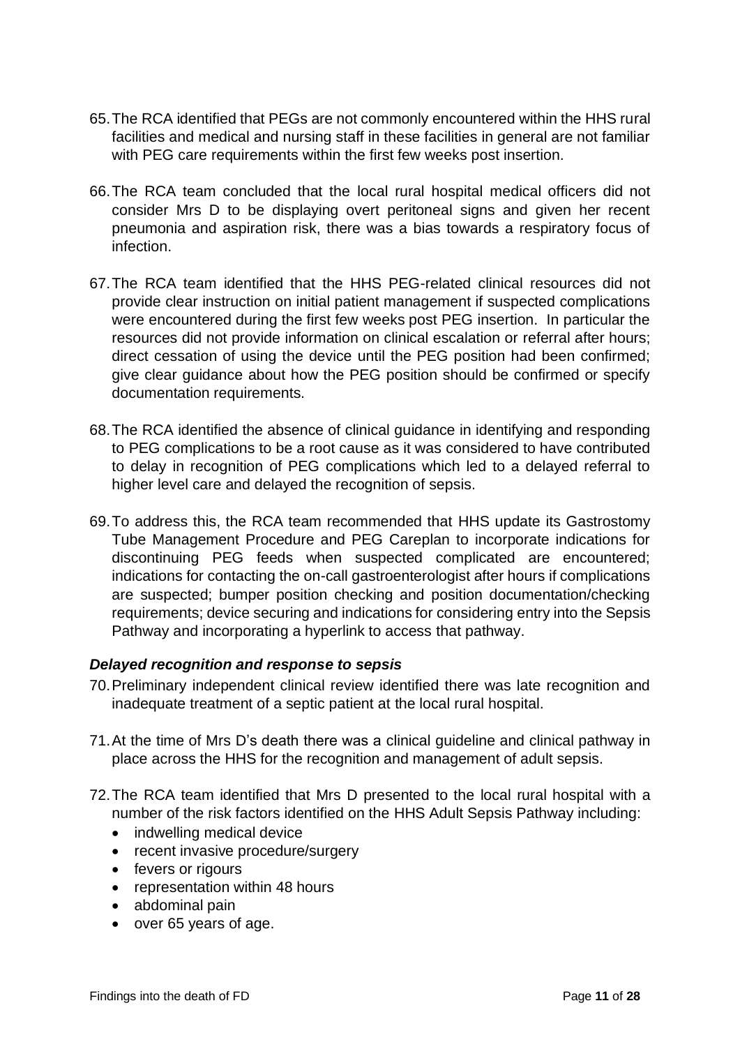65. The RCA identified that PEGs are not commonly encountered within the HHS rural facilities and medical and nursing staff in these facilities in general are not familiar with PEG care requirements within the first few weeks post insertion.

66. The RCA team concluded that the local rural hospital medical officers did not consider Mrs D to be displaying overt peritoneal signs and given her recent pneumonia and aspiration risk, there was a bias towards a respiratory focus of infection.

67. The RCA team identified that the HHS PEG-related clinical resources did not provide clear instruction on initial patient management if suspected complications were encountered during the first few weeks post PEG insertion. In particular the resources did not provide information on clinical escalation or referral after hours; direct cessation of using the device until the PEG position had been confirmed; give clear guidance about how the PEG position should be confirmed or specify documentation requirements.

68. The RCA identified the absence of clinical guidance in identifying and responding to PEG complications to be a root cause as it was considered to have contributed to delay in recognition of PEG complications which led to a delayed referral to higher level care and delayed the recognition of sepsis.

69. To address this, the RCA team recommended that HHS update its Gastrostomy Tube Management Procedure and PEG Careplan to incorporate indications for discontinuing PEG feeds when suspected complicated are encountered; indications for contacting the on-call gastroenterologist after hours if complications are suspected; bumper position checking and position documentation/checking requirements; device securing and indications for considering entry into the Sepsis Pathway and incorporating a hyperlink to access that pathway.

### *Delayed recognition and response to sepsis*

70. Preliminary independent clinical review identified there was late recognition and inadequate treatment of a septic patient at the local rural hospital.

71. At the time of Mrs D's death there was a clinical guideline and clinical pathway in place across the HHS for the recognition and management of adult sepsis.

72. The RCA team identified that Mrs D presented to the local rural hospital with a number of the risk factors identified on the HHS Adult Sepsis Pathway including:
    - indwelling medical device
    - recent invasive procedure/surgery
    - fevers or rigours
    - representation within 48 hours
    - abdominal pain
    - over 65 years of age.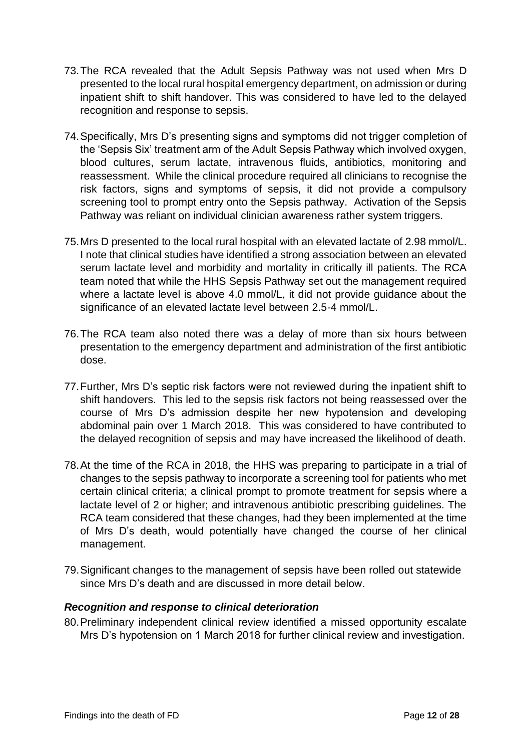73. The RCA revealed that the Adult Sepsis Pathway was not used when Mrs D presented to the local rural hospital emergency department, on admission or during inpatient shift to shift handover. This was considered to have led to the delayed recognition and response to sepsis.

74. Specifically, Mrs D's presenting signs and symptoms did not trigger completion of the 'Sepsis Six' treatment arm of the Adult Sepsis Pathway which involved oxygen, blood cultures, serum lactate, intravenous fluids, antibiotics, monitoring and reassessment. While the clinical procedure required all clinicians to recognise the risk factors, signs and symptoms of sepsis, it did not provide a compulsory screening tool to prompt entry onto the Sepsis pathway. Activation of the Sepsis Pathway was reliant on individual clinician awareness rather system triggers.

75. Mrs D presented to the local rural hospital with an elevated lactate of 2.98 mmol/L. I note that clinical studies have identified a strong association between an elevated serum lactate level and morbidity and mortality in critically ill patients. The RCA team noted that while the HHS Sepsis Pathway set out the management required where a lactate level is above 4.0 mmol/L, it did not provide guidance about the significance of an elevated lactate level between 2.5-4 mmol/L.

76. The RCA team also noted there was a delay of more than six hours between presentation to the emergency department and administration of the first antibiotic dose.

77. Further, Mrs D's septic risk factors were not reviewed during the inpatient shift to shift handovers. This led to the sepsis risk factors not being reassessed over the course of Mrs D's admission despite her new hypotension and developing abdominal pain over 1 March 2018. This was considered to have contributed to the delayed recognition of sepsis and may have increased the likelihood of death.

78. At the time of the RCA in 2018, the HHS was preparing to participate in a trial of changes to the sepsis pathway to incorporate a screening tool for patients who met certain clinical criteria; a clinical prompt to promote treatment for sepsis where a lactate level of 2 or higher; and intravenous antibiotic prescribing guidelines. The RCA team considered that these changes, had they been implemented at the time of Mrs D's death, would potentially have changed the course of her clinical management.

79. Significant changes to the management of sepsis have been rolled out statewide since Mrs D's death and are discussed in more detail below.

### *Recognition and response to clinical deterioration*

80. Preliminary independent clinical review identified a missed opportunity escalate Mrs D's hypotension on 1 March 2018 for further clinical review and investigation.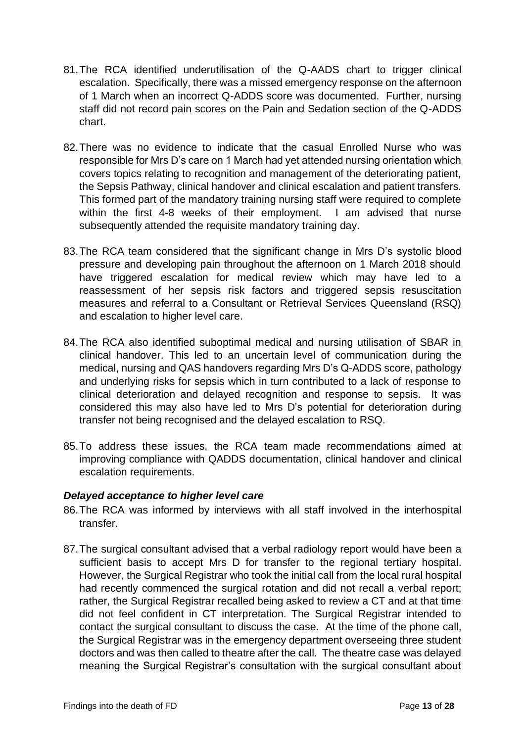81. The RCA identified underutilisation of the Q-AADS chart to trigger clinical escalation. Specifically, there was a missed emergency response on the afternoon of 1 March when an incorrect Q-ADDS score was documented. Further, nursing staff did not record pain scores on the Pain and Sedation section of the Q-ADDS chart.

82. There was no evidence to indicate that the casual Enrolled Nurse who was responsible for Mrs D's care on 1 March had yet attended nursing orientation which covers topics relating to recognition and management of the deteriorating patient, the Sepsis Pathway, clinical handover and clinical escalation and patient transfers. This formed part of the mandatory training nursing staff were required to complete within the first 4-8 weeks of their employment. I am advised that nurse subsequently attended the requisite mandatory training day.

83. The RCA team considered that the significant change in Mrs D's systolic blood pressure and developing pain throughout the afternoon on 1 March 2018 should have triggered escalation for medical review which may have led to a reassessment of her sepsis risk factors and triggered sepsis resuscitation measures and referral to a Consultant or Retrieval Services Queensland (RSQ) and escalation to higher level care.

84. The RCA also identified suboptimal medical and nursing utilisation of SBAR in clinical handover. This led to an uncertain level of communication during the medical, nursing and QAS handovers regarding Mrs D's Q-ADDS score, pathology and underlying risks for sepsis which in turn contributed to a lack of response to clinical deterioration and delayed recognition and response to sepsis. It was considered this may also have led to Mrs D's potential for deterioration during transfer not being recognised and the delayed escalation to RSQ.

85. To address these issues, the RCA team made recommendations aimed at improving compliance with QADDS documentation, clinical handover and clinical escalation requirements.

### *Delayed acceptance to higher level care*

86. The RCA was informed by interviews with all staff involved in the interhospital transfer.

87. The surgical consultant advised that a verbal radiology report would have been a sufficient basis to accept Mrs D for transfer to the regional tertiary hospital. However, the Surgical Registrar who took the initial call from the local rural hospital had recently commenced the surgical rotation and did not recall a verbal report; rather, the Surgical Registrar recalled being asked to review a CT and at that time did not feel confident in CT interpretation. The Surgical Registrar intended to contact the surgical consultant to discuss the case. At the time of the phone call, the Surgical Registrar was in the emergency department overseeing three student doctors and was then called to theatre after the call. The theatre case was delayed meaning the Surgical Registrar's consultation with the surgical consultant about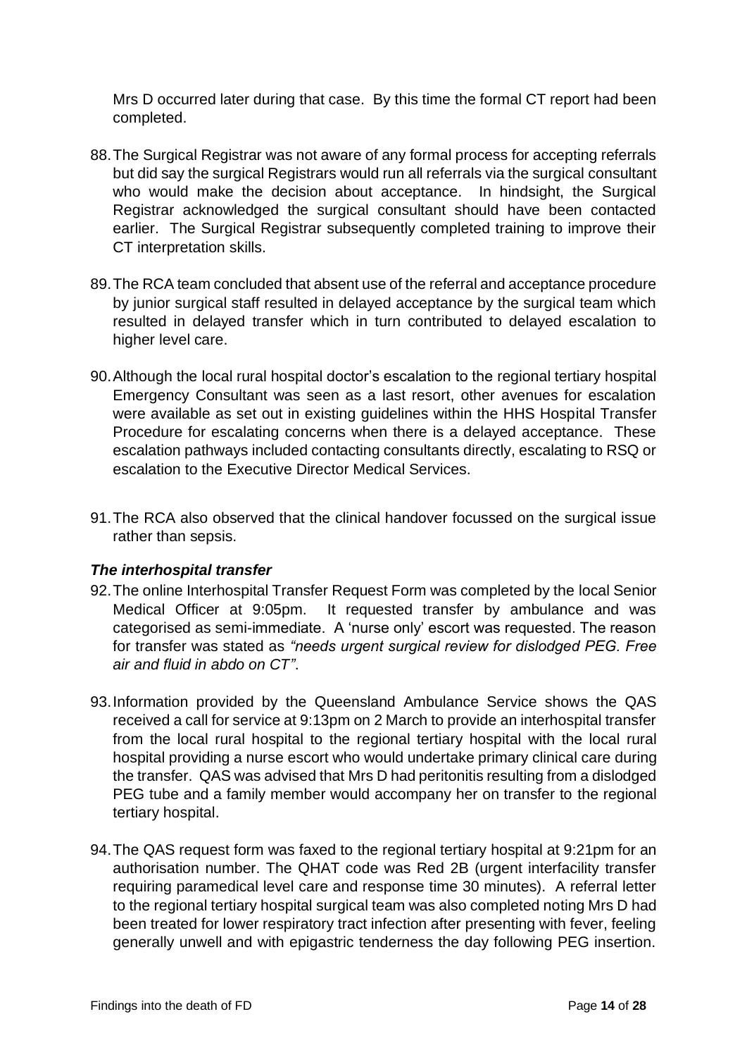Mrs D occurred later during that case. By this time the formal CT report had been completed.

88. The Surgical Registrar was not aware of any formal process for accepting referrals but did say the surgical Registrars would run all referrals via the surgical consultant who would make the decision about acceptance. In hindsight, the Surgical Registrar acknowledged the surgical consultant should have been contacted earlier. The Surgical Registrar subsequently completed training to improve their CT interpretation skills.

89. The RCA team concluded that absent use of the referral and acceptance procedure by junior surgical staff resulted in delayed acceptance by the surgical team which resulted in delayed transfer which in turn contributed to delayed escalation to higher level care.

90. Although the local rural hospital doctor's escalation to the regional tertiary hospital Emergency Consultant was seen as a last resort, other avenues for escalation were available as set out in existing guidelines within the HHS Hospital Transfer Procedure for escalating concerns when there is a delayed acceptance. These escalation pathways included contacting consultants directly, escalating to RSQ or escalation to the Executive Director Medical Services.

91. The RCA also observed that the clinical handover focussed on the surgical issue rather than sepsis.

### *The interhospital transfer*

92. The online Interhospital Transfer Request Form was completed by the local Senior Medical Officer at 9:05pm. It requested transfer by ambulance and was categorised as semi-immediate. A 'nurse only' escort was requested. The reason for transfer was stated as *"needs urgent surgical review for dislodged PEG. Free air and fluid in abdo on CT"*.

93. Information provided by the Queensland Ambulance Service shows the QAS received a call for service at 9:13pm on 2 March to provide an interhospital transfer from the local rural hospital to the regional tertiary hospital with the local rural hospital providing a nurse escort who would undertake primary clinical care during the transfer. QAS was advised that Mrs D had peritonitis resulting from a dislodged PEG tube and a family member would accompany her on transfer to the regional tertiary hospital.

94. The QAS request form was faxed to the regional tertiary hospital at 9:21pm for an authorisation number. The QHAT code was Red 2B (urgent interfacility transfer requiring paramedical level care and response time 30 minutes). A referral letter to the regional tertiary hospital surgical team was also completed noting Mrs D had been treated for lower respiratory tract infection after presenting with fever, feeling generally unwell and with epigastric tenderness the day following PEG insertion.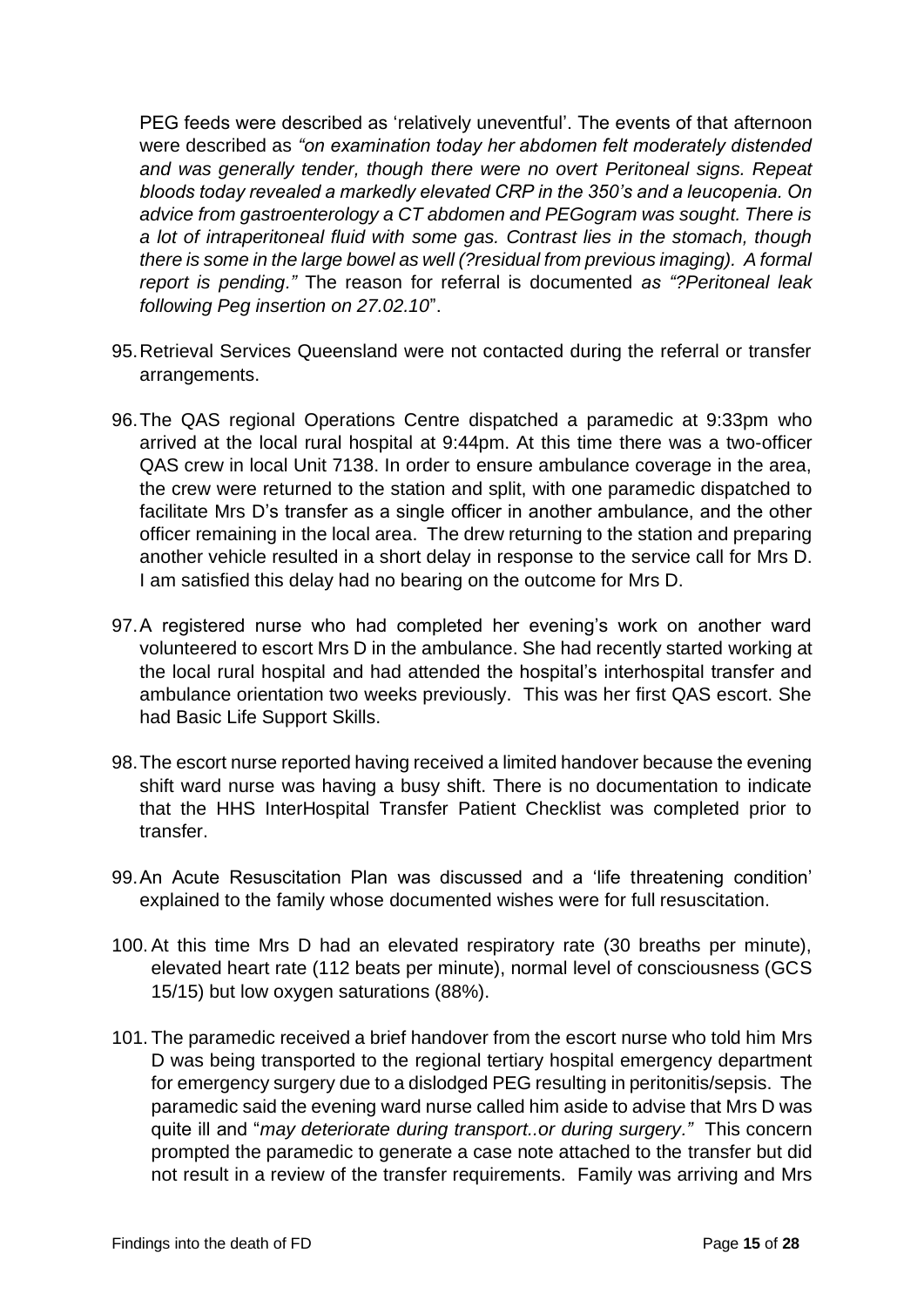PEG feeds were described as 'relatively uneventful'. The events of that afternoon were described as *"on examination today her abdomen felt moderately distended and was generally tender, though there were no overt Peritoneal signs. Repeat bloods today revealed a markedly elevated CRP in the 350's and a leucopenia. On advice from gastroenterology a CT abdomen and PEGogram was sought. There is a lot of intraperitoneal fluid with some gas. Contrast lies in the stomach, though there is some in the large bowel as well (?residual from previous imaging). A formal report is pending."* The reason for referral is documented *as "?Peritoneal leak following Peg insertion on 27.02.10*".

95. Retrieval Services Queensland were not contacted during the referral or transfer arrangements.

96. The QAS regional Operations Centre dispatched a paramedic at 9:33pm who arrived at the local rural hospital at 9:44pm. At this time there was a two-officer QAS crew in local Unit 7138. In order to ensure ambulance coverage in the area, the crew were returned to the station and split, with one paramedic dispatched to facilitate Mrs D's transfer as a single officer in another ambulance, and the other officer remaining in the local area. The drew returning to the station and preparing another vehicle resulted in a short delay in response to the service call for Mrs D. I am satisfied this delay had no bearing on the outcome for Mrs D.

97. A registered nurse who had completed her evening's work on another ward volunteered to escort Mrs D in the ambulance. She had recently started working at the local rural hospital and had attended the hospital's interhospital transfer and ambulance orientation two weeks previously. This was her first QAS escort. She had Basic Life Support Skills.

98. The escort nurse reported having received a limited handover because the evening shift ward nurse was having a busy shift. There is no documentation to indicate that the HHS InterHospital Transfer Patient Checklist was completed prior to transfer.

99. An Acute Resuscitation Plan was discussed and a 'life threatening condition' explained to the family whose documented wishes were for full resuscitation.

100. At this time Mrs D had an elevated respiratory rate (30 breaths per minute), elevated heart rate (112 beats per minute), normal level of consciousness (GCS 15/15) but low oxygen saturations (88%).

101. The paramedic received a brief handover from the escort nurse who told him Mrs D was being transported to the regional tertiary hospital emergency department for emergency surgery due to a dislodged PEG resulting in peritonitis/sepsis. The paramedic said the evening ward nurse called him aside to advise that Mrs D was quite ill and "*may deteriorate during transport..or during surgery.*" This concern prompted the paramedic to generate a case note attached to the transfer but did not result in a review of the transfer requirements. Family was arriving and Mrs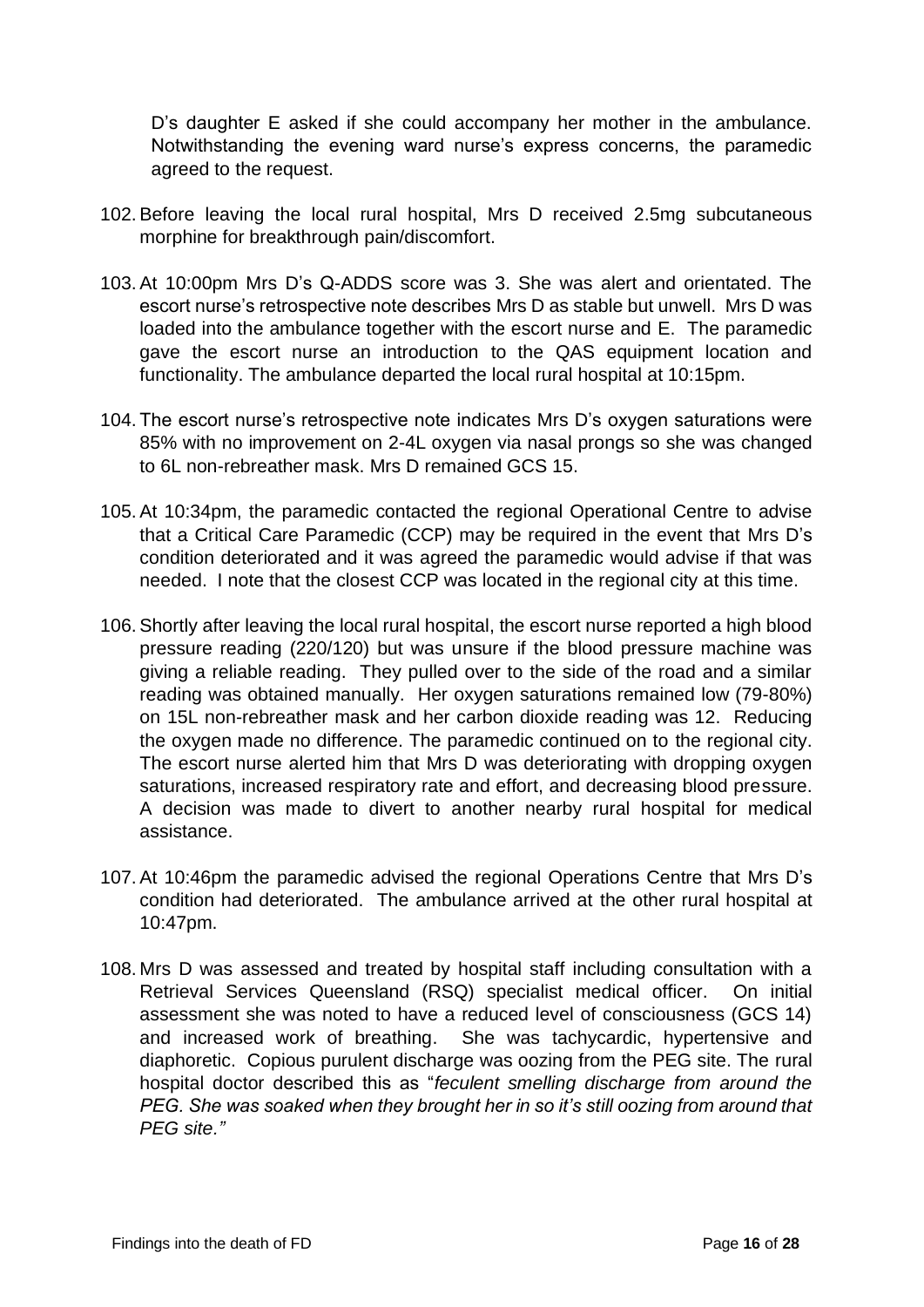D's daughter E asked if she could accompany her mother in the ambulance. Notwithstanding the evening ward nurse's express concerns, the paramedic agreed to the request.

102. Before leaving the local rural hospital, Mrs D received 2.5mg subcutaneous morphine for breakthrough pain/discomfort.

103. At 10:00pm Mrs D's Q-ADDS score was 3. She was alert and orientated. The escort nurse's retrospective note describes Mrs D as stable but unwell. Mrs D was loaded into the ambulance together with the escort nurse and E. The paramedic gave the escort nurse an introduction to the QAS equipment location and functionality. The ambulance departed the local rural hospital at 10:15pm.

104. The escort nurse's retrospective note indicates Mrs D's oxygen saturations were 85% with no improvement on 2-4L oxygen via nasal prongs so she was changed to 6L non-rebreather mask. Mrs D remained GCS 15.

105. At 10:34pm, the paramedic contacted the regional Operational Centre to advise that a Critical Care Paramedic (CCP) may be required in the event that Mrs D's condition deteriorated and it was agreed the paramedic would advise if that was needed. I note that the closest CCP was located in the regional city at this time.

106. Shortly after leaving the local rural hospital, the escort nurse reported a high blood pressure reading (220/120) but was unsure if the blood pressure machine was giving a reliable reading. They pulled over to the side of the road and a similar reading was obtained manually. Her oxygen saturations remained low (79-80%) on 15L non-rebreather mask and her carbon dioxide reading was 12. Reducing the oxygen made no difference. The paramedic continued on to the regional city. The escort nurse alerted him that Mrs D was deteriorating with dropping oxygen saturations, increased respiratory rate and effort, and decreasing blood pressure. A decision was made to divert to another nearby rural hospital for medical assistance.

107. At 10:46pm the paramedic advised the regional Operations Centre that Mrs D's condition had deteriorated. The ambulance arrived at the other rural hospital at 10:47pm.

108. Mrs D was assessed and treated by hospital staff including consultation with a Retrieval Services Queensland (RSQ) specialist medical officer. On initial assessment she was noted to have a reduced level of consciousness (GCS 14) and increased work of breathing. She was tachycardic, hypertensive and diaphoretic. Copious purulent discharge was oozing from the PEG site. The rural hospital doctor described this as "*feculent smelling discharge from around the PEG. She was soaked when they brought her in so it's still oozing from around that PEG site.*"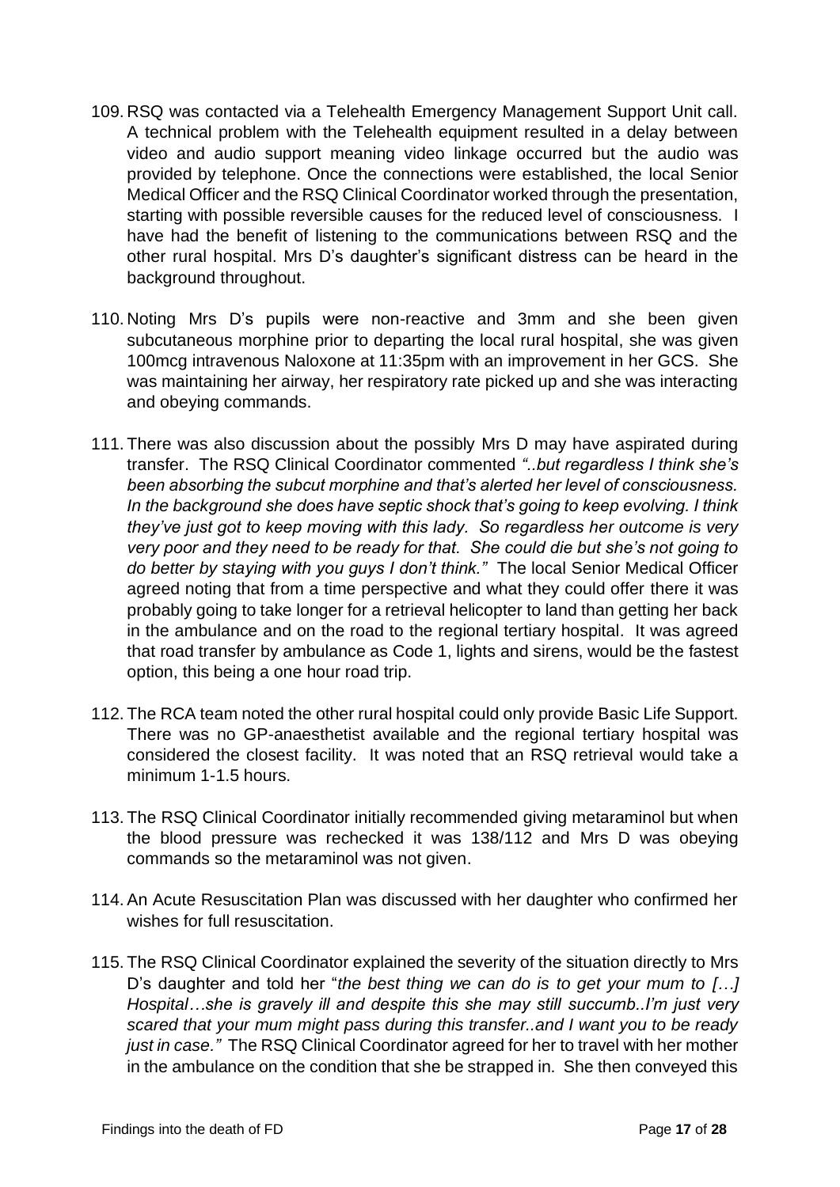109. RSQ was contacted via a Telehealth Emergency Management Support Unit call. A technical problem with the Telehealth equipment resulted in a delay between video and audio support meaning video linkage occurred but the audio was provided by telephone. Once the connections were established, the local Senior Medical Officer and the RSQ Clinical Coordinator worked through the presentation, starting with possible reversible causes for the reduced level of consciousness. I have had the benefit of listening to the communications between RSQ and the other rural hospital. Mrs D's daughter's significant distress can be heard in the background throughout.

110. Noting Mrs D's pupils were non-reactive and 3mm and she been given subcutaneous morphine prior to departing the local rural hospital, she was given 100mcg intravenous Naloxone at 11:35pm with an improvement in her GCS. She was maintaining her airway, her respiratory rate picked up and she was interacting and obeying commands.

111. There was also discussion about the possibly Mrs D may have aspirated during transfer. The RSQ Clinical Coordinator commented *"..but regardless I think she's been absorbing the subcut morphine and that's alerted her level of consciousness. In the background she does have septic shock that's going to keep evolving. I think they've just got to keep moving with this lady. So regardless her outcome is very very poor and they need to be ready for that. She could die but she's not going to do better by staying with you guys I don't think."* The local Senior Medical Officer agreed noting that from a time perspective and what they could offer there it was probably going to take longer for a retrieval helicopter to land than getting her back in the ambulance and on the road to the regional tertiary hospital. It was agreed that road transfer by ambulance as Code 1, lights and sirens, would be the fastest option, this being a one hour road trip.

112. The RCA team noted the other rural hospital could only provide Basic Life Support. There was no GP-anaesthetist available and the regional tertiary hospital was considered the closest facility. It was noted that an RSQ retrieval would take a minimum 1-1.5 hours.

113. The RSQ Clinical Coordinator initially recommended giving metaraminol but when the blood pressure was rechecked it was 138/112 and Mrs D was obeying commands so the metaraminol was not given.

114. An Acute Resuscitation Plan was discussed with her daughter who confirmed her wishes for full resuscitation.

115. The RSQ Clinical Coordinator explained the severity of the situation directly to Mrs D's daughter and told her "*the best thing we can do is to get your mum to […] Hospital…she is gravely ill and despite this she may still succumb..I'm just very scared that your mum might pass during this transfer..and I want you to be ready just in case."* The RSQ Clinical Coordinator agreed for her to travel with her mother in the ambulance on the condition that she be strapped in. She then conveyed this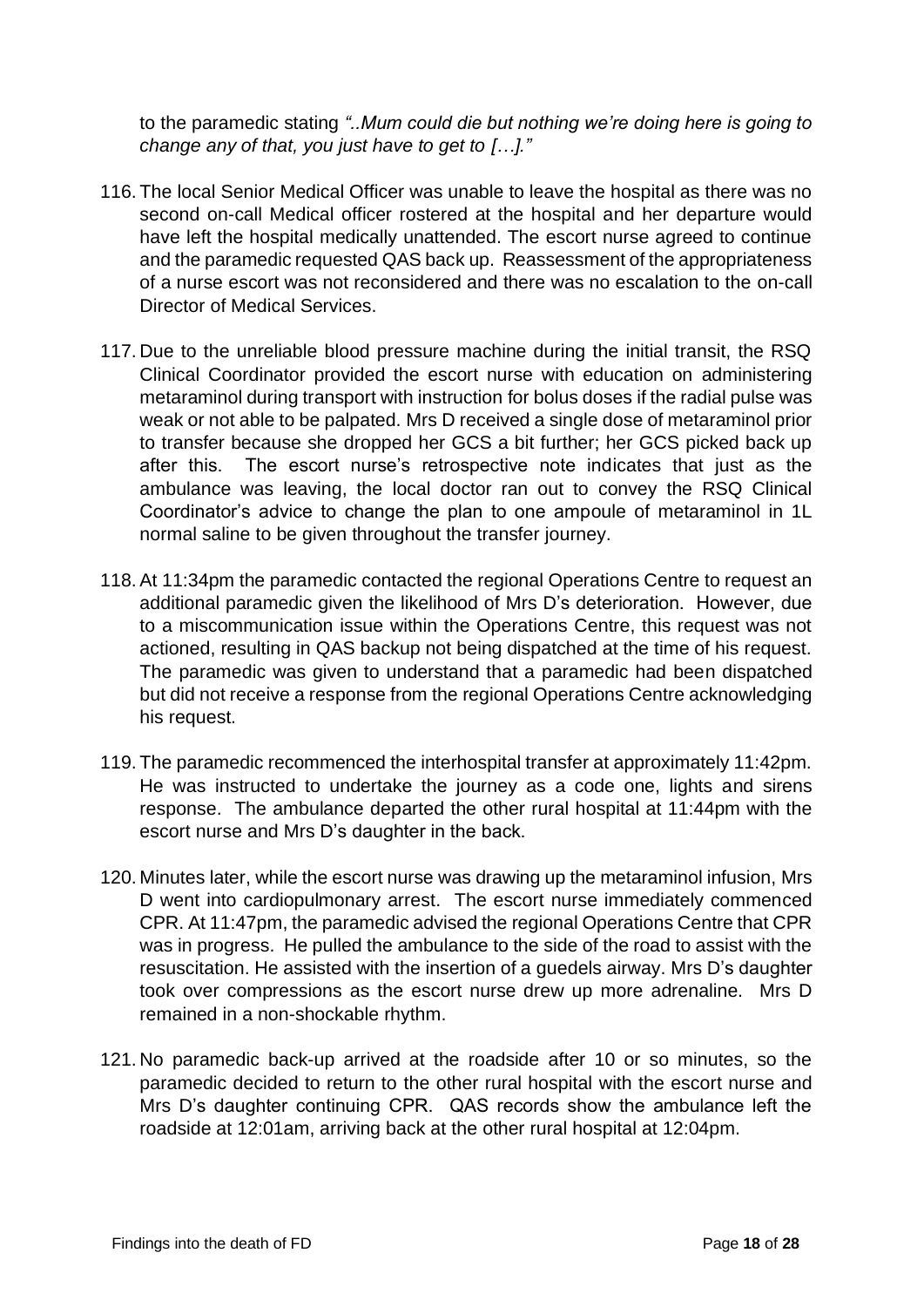to the paramedic stating *"..Mum could die but nothing we're doing here is going to change any of that, you just have to get to […]."*

116. The local Senior Medical Officer was unable to leave the hospital as there was no second on-call Medical officer rostered at the hospital and her departure would have left the hospital medically unattended. The escort nurse agreed to continue and the paramedic requested QAS back up. Reassessment of the appropriateness of a nurse escort was not reconsidered and there was no escalation to the on-call Director of Medical Services.

117. Due to the unreliable blood pressure machine during the initial transit, the RSQ Clinical Coordinator provided the escort nurse with education on administering metaraminol during transport with instruction for bolus doses if the radial pulse was weak or not able to be palpated. Mrs D received a single dose of metaraminol prior to transfer because she dropped her GCS a bit further; her GCS picked back up after this. The escort nurse's retrospective note indicates that just as the ambulance was leaving, the local doctor ran out to convey the RSQ Clinical Coordinator's advice to change the plan to one ampoule of metaraminol in 1L normal saline to be given throughout the transfer journey.

118. At 11:34pm the paramedic contacted the regional Operations Centre to request an additional paramedic given the likelihood of Mrs D's deterioration. However, due to a miscommunication issue within the Operations Centre, this request was not actioned, resulting in QAS backup not being dispatched at the time of his request. The paramedic was given to understand that a paramedic had been dispatched but did not receive a response from the regional Operations Centre acknowledging his request.

119. The paramedic recommenced the interhospital transfer at approximately 11:42pm. He was instructed to undertake the journey as a code one, lights and sirens response. The ambulance departed the other rural hospital at 11:44pm with the escort nurse and Mrs D's daughter in the back.

120. Minutes later, while the escort nurse was drawing up the metaraminol infusion, Mrs D went into cardiopulmonary arrest. The escort nurse immediately commenced CPR. At 11:47pm, the paramedic advised the regional Operations Centre that CPR was in progress. He pulled the ambulance to the side of the road to assist with the resuscitation. He assisted with the insertion of a guedels airway. Mrs D's daughter took over compressions as the escort nurse drew up more adrenaline. Mrs D remained in a non-shockable rhythm.

121. No paramedic back-up arrived at the roadside after 10 or so minutes, so the paramedic decided to return to the other rural hospital with the escort nurse and Mrs D's daughter continuing CPR. QAS records show the ambulance left the roadside at 12:01am, arriving back at the other rural hospital at 12:04pm.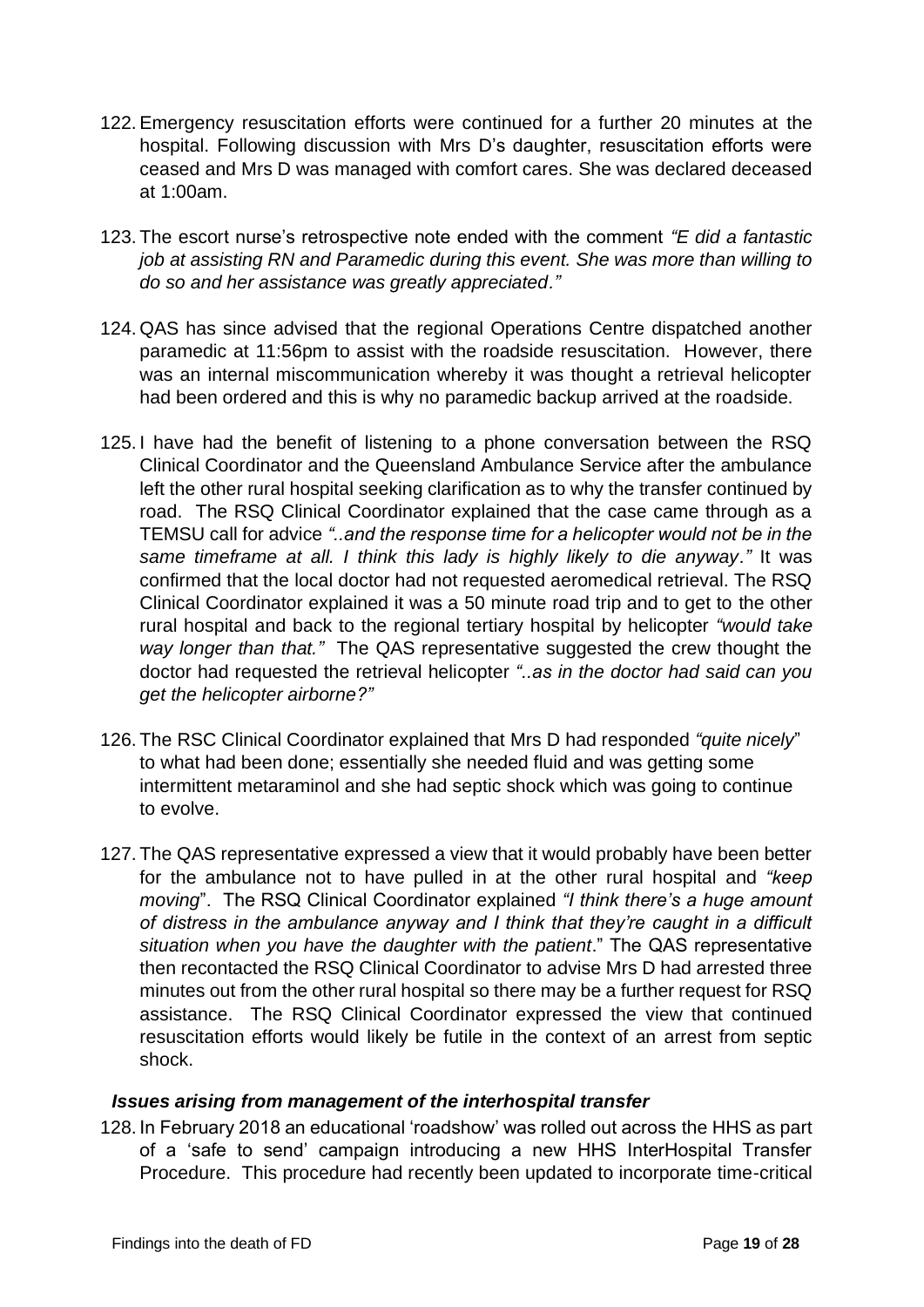122. Emergency resuscitation efforts were continued for a further 20 minutes at the hospital. Following discussion with Mrs D's daughter, resuscitation efforts were ceased and Mrs D was managed with comfort cares. She was declared deceased at 1:00am.

123. The escort nurse's retrospective note ended with the comment *"E did a fantastic job at assisting RN and Paramedic during this event. She was more than willing to do so and her assistance was greatly appreciated."*

124. QAS has since advised that the regional Operations Centre dispatched another paramedic at 11:56pm to assist with the roadside resuscitation. However, there was an internal miscommunication whereby it was thought a retrieval helicopter had been ordered and this is why no paramedic backup arrived at the roadside.

125. I have had the benefit of listening to a phone conversation between the RSQ Clinical Coordinator and the Queensland Ambulance Service after the ambulance left the other rural hospital seeking clarification as to why the transfer continued by road. The RSQ Clinical Coordinator explained that the case came through as a TEMSU call for advice *"..and the response time for a helicopter would not be in the same timeframe at all. I think this lady is highly likely to die anyway."* It was confirmed that the local doctor had not requested aeromedical retrieval. The RSQ Clinical Coordinator explained it was a 50 minute road trip and to get to the other rural hospital and back to the regional tertiary hospital by helicopter *"would take way longer than that."* The QAS representative suggested the crew thought the doctor had requested the retrieval helicopter *"..as in the doctor had said can you get the helicopter airborne?"*

126. The RSC Clinical Coordinator explained that Mrs D had responded *"quite nicely"* to what had been done; essentially she needed fluid and was getting some intermittent metaraminol and she had septic shock which was going to continue to evolve.

127. The QAS representative expressed a view that it would probably have been better for the ambulance not to have pulled in at the other rural hospital and *"keep moving"*. The RSQ Clinical Coordinator explained *"I think there's a huge amount of distress in the ambulance anyway and I think that they're caught in a difficult situation when you have the daughter with the patient*." The QAS representative then recontacted the RSQ Clinical Coordinator to advise Mrs D had arrested three minutes out from the other rural hospital so there may be a further request for RSQ assistance. The RSQ Clinical Coordinator expressed the view that continued resuscitation efforts would likely be futile in the context of an arrest from septic shock.

### *Issues arising from management of the interhospital transfer*

128. In February 2018 an educational 'roadshow' was rolled out across the HHS as part of a 'safe to send' campaign introducing a new HHS InterHospital Transfer Procedure. This procedure had recently been updated to incorporate time-critical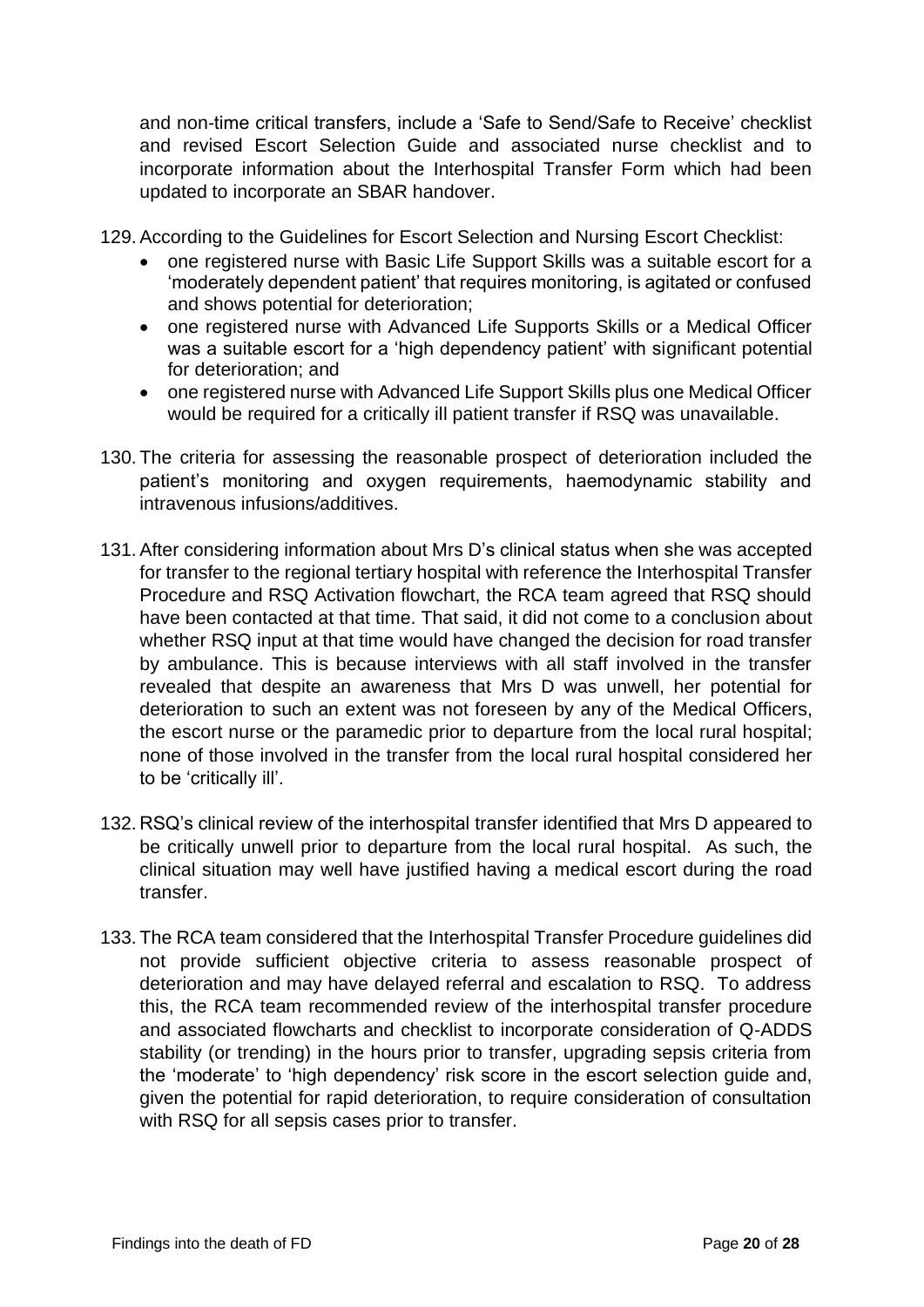and non-time critical transfers, include a 'Safe to Send/Safe to Receive' checklist and revised Escort Selection Guide and associated nurse checklist and to incorporate information about the Interhospital Transfer Form which had been updated to incorporate an SBAR handover.

129. According to the Guidelines for Escort Selection and Nursing Escort Checklist:
    - one registered nurse with Basic Life Support Skills was a suitable escort for a 'moderately dependent patient' that requires monitoring, is agitated or confused and shows potential for deterioration;
    - one registered nurse with Advanced Life Supports Skills or a Medical Officer was a suitable escort for a 'high dependency patient' with significant potential for deterioration; and
    - one registered nurse with Advanced Life Support Skills plus one Medical Officer would be required for a critically ill patient transfer if RSQ was unavailable.

130. The criteria for assessing the reasonable prospect of deterioration included the patient's monitoring and oxygen requirements, haemodynamic stability and intravenous infusions/additives.

131. After considering information about Mrs D's clinical status when she was accepted for transfer to the regional tertiary hospital with reference the Interhospital Transfer Procedure and RSQ Activation flowchart, the RCA team agreed that RSQ should have been contacted at that time. That said, it did not come to a conclusion about whether RSQ input at that time would have changed the decision for road transfer by ambulance. This is because interviews with all staff involved in the transfer revealed that despite an awareness that Mrs D was unwell, her potential for deterioration to such an extent was not foreseen by any of the Medical Officers, the escort nurse or the paramedic prior to departure from the local rural hospital; none of those involved in the transfer from the local rural hospital considered her to be 'critically ill'.

132. RSQ's clinical review of the interhospital transfer identified that Mrs D appeared to be critically unwell prior to departure from the local rural hospital. As such, the clinical situation may well have justified having a medical escort during the road transfer.

133. The RCA team considered that the Interhospital Transfer Procedure guidelines did not provide sufficient objective criteria to assess reasonable prospect of deterioration and may have delayed referral and escalation to RSQ. To address this, the RCA team recommended review of the interhospital transfer procedure and associated flowcharts and checklist to incorporate consideration of Q-ADDS stability (or trending) in the hours prior to transfer, upgrading sepsis criteria from the 'moderate' to 'high dependency' risk score in the escort selection guide and, given the potential for rapid deterioration, to require consideration of consultation with RSQ for all sepsis cases prior to transfer.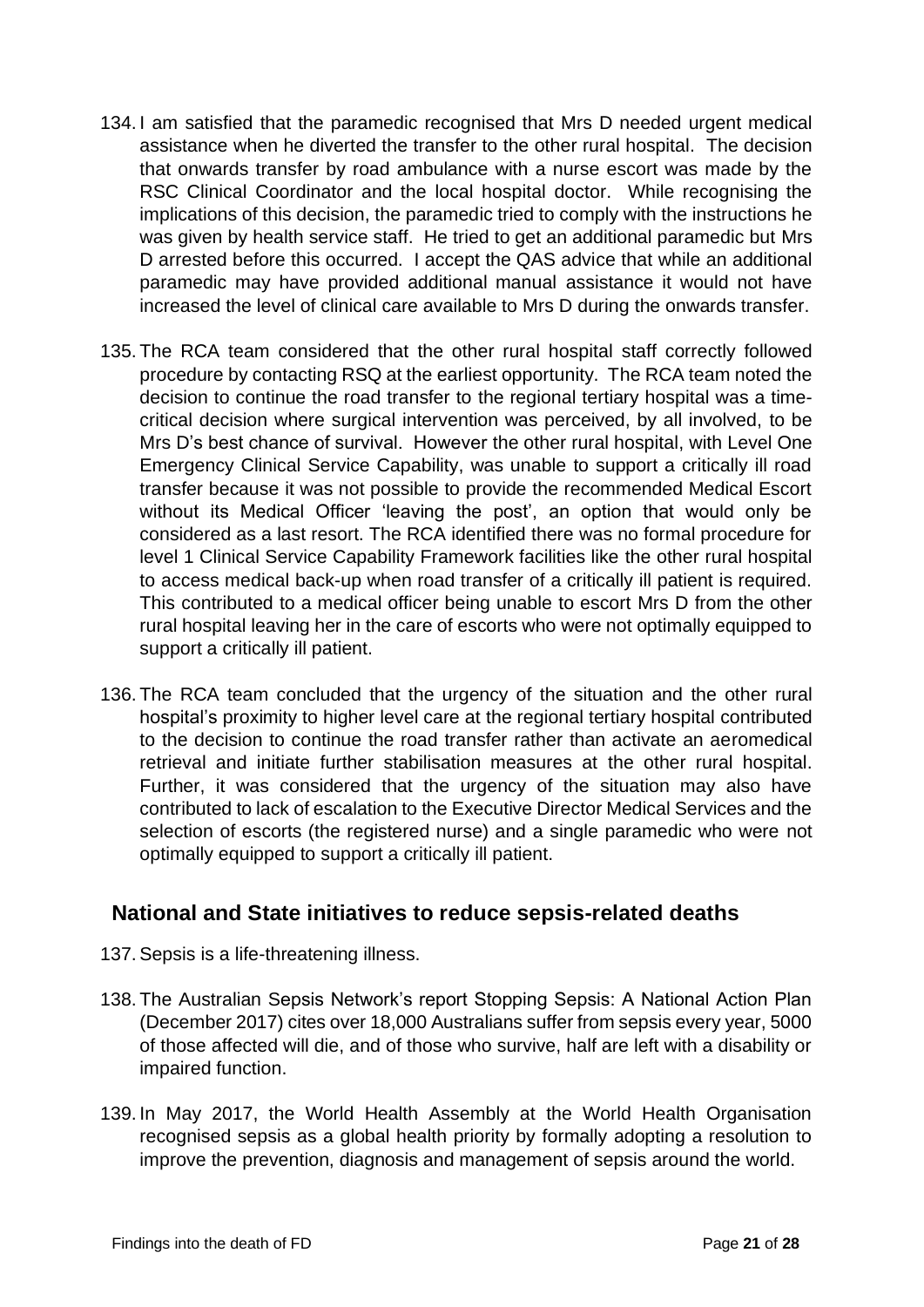134. I am satisfied that the paramedic recognised that Mrs D needed urgent medical assistance when he diverted the transfer to the other rural hospital. The decision that onwards transfer by road ambulance with a nurse escort was made by the RSC Clinical Coordinator and the local hospital doctor. While recognising the implications of this decision, the paramedic tried to comply with the instructions he was given by health service staff. He tried to get an additional paramedic but Mrs D arrested before this occurred. I accept the QAS advice that while an additional paramedic may have provided additional manual assistance it would not have increased the level of clinical care available to Mrs D during the onwards transfer.

135. The RCA team considered that the other rural hospital staff correctly followed procedure by contacting RSQ at the earliest opportunity. The RCA team noted the decision to continue the road transfer to the regional tertiary hospital was a time-critical decision where surgical intervention was perceived, by all involved, to be Mrs D's best chance of survival. However the other rural hospital, with Level One Emergency Clinical Service Capability, was unable to support a critically ill road transfer because it was not possible to provide the recommended Medical Escort without its Medical Officer 'leaving the post', an option that would only be considered as a last resort. The RCA identified there was no formal procedure for level 1 Clinical Service Capability Framework facilities like the other rural hospital to access medical back-up when road transfer of a critically ill patient is required. This contributed to a medical officer being unable to escort Mrs D from the other rural hospital leaving her in the care of escorts who were not optimally equipped to support a critically ill patient.

136. The RCA team concluded that the urgency of the situation and the other rural hospital's proximity to higher level care at the regional tertiary hospital contributed to the decision to continue the road transfer rather than activate an aeromedical retrieval and initiate further stabilisation measures at the other rural hospital. Further, it was considered that the urgency of the situation may also have contributed to lack of escalation to the Executive Director Medical Services and the selection of escorts (the registered nurse) and a single paramedic who were not optimally equipped to support a critically ill patient.

## National and State initiatives to reduce sepsis-related deaths

137. Sepsis is a life-threatening illness.

138. The Australian Sepsis Network's report Stopping Sepsis: A National Action Plan (December 2017) cites over 18,000 Australians suffer from sepsis every year, 5000 of those affected will die, and of those who survive, half are left with a disability or impaired function.

139. In May 2017, the World Health Assembly at the World Health Organisation recognised sepsis as a global health priority by formally adopting a resolution to improve the prevention, diagnosis and management of sepsis around the world.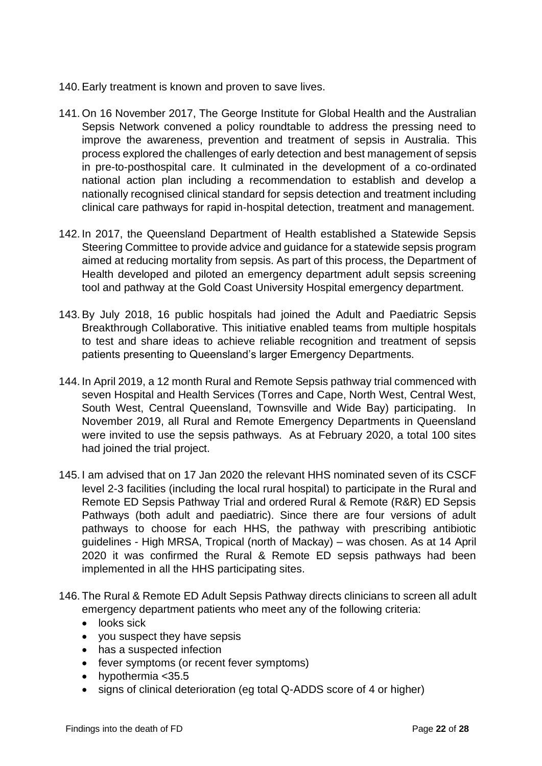140. Early treatment is known and proven to save lives.

141. On 16 November 2017, The George Institute for Global Health and the Australian Sepsis Network convened a policy roundtable to address the pressing need to improve the awareness, prevention and treatment of sepsis in Australia. This process explored the challenges of early detection and best management of sepsis in pre-to-posthospital care. It culminated in the development of a co-ordinated national action plan including a recommendation to establish and develop a nationally recognised clinical standard for sepsis detection and treatment including clinical care pathways for rapid in-hospital detection, treatment and management.

142. In 2017, the Queensland Department of Health established a Statewide Sepsis Steering Committee to provide advice and guidance for a statewide sepsis program aimed at reducing mortality from sepsis. As part of this process, the Department of Health developed and piloted an emergency department adult sepsis screening tool and pathway at the Gold Coast University Hospital emergency department.

143. By July 2018, 16 public hospitals had joined the Adult and Paediatric Sepsis Breakthrough Collaborative. This initiative enabled teams from multiple hospitals to test and share ideas to achieve reliable recognition and treatment of sepsis patients presenting to Queensland's larger Emergency Departments.

144. In April 2019, a 12 month Rural and Remote Sepsis pathway trial commenced with seven Hospital and Health Services (Torres and Cape, North West, Central West, South West, Central Queensland, Townsville and Wide Bay) participating. In November 2019, all Rural and Remote Emergency Departments in Queensland were invited to use the sepsis pathways. As at February 2020, a total 100 sites had joined the trial project.

145. I am advised that on 17 Jan 2020 the relevant HHS nominated seven of its CSCF level 2-3 facilities (including the local rural hospital) to participate in the Rural and Remote ED Sepsis Pathway Trial and ordered Rural & Remote (R&R) ED Sepsis Pathways (both adult and paediatric). Since there are four versions of adult pathways to choose for each HHS, the pathway with prescribing antibiotic guidelines - High MRSA, Tropical (north of Mackay) – was chosen. As at 14 April 2020 it was confirmed the Rural & Remote ED sepsis pathways had been implemented in all the HHS participating sites.

146. The Rural & Remote ED Adult Sepsis Pathway directs clinicians to screen all adult emergency department patients who meet any of the following criteria:
    - looks sick
    - you suspect they have sepsis
    - has a suspected infection
    - fever symptoms (or recent fever symptoms)
    - hypothermia <35.5
    - signs of clinical deterioration (eg total Q-ADDS score of 4 or higher)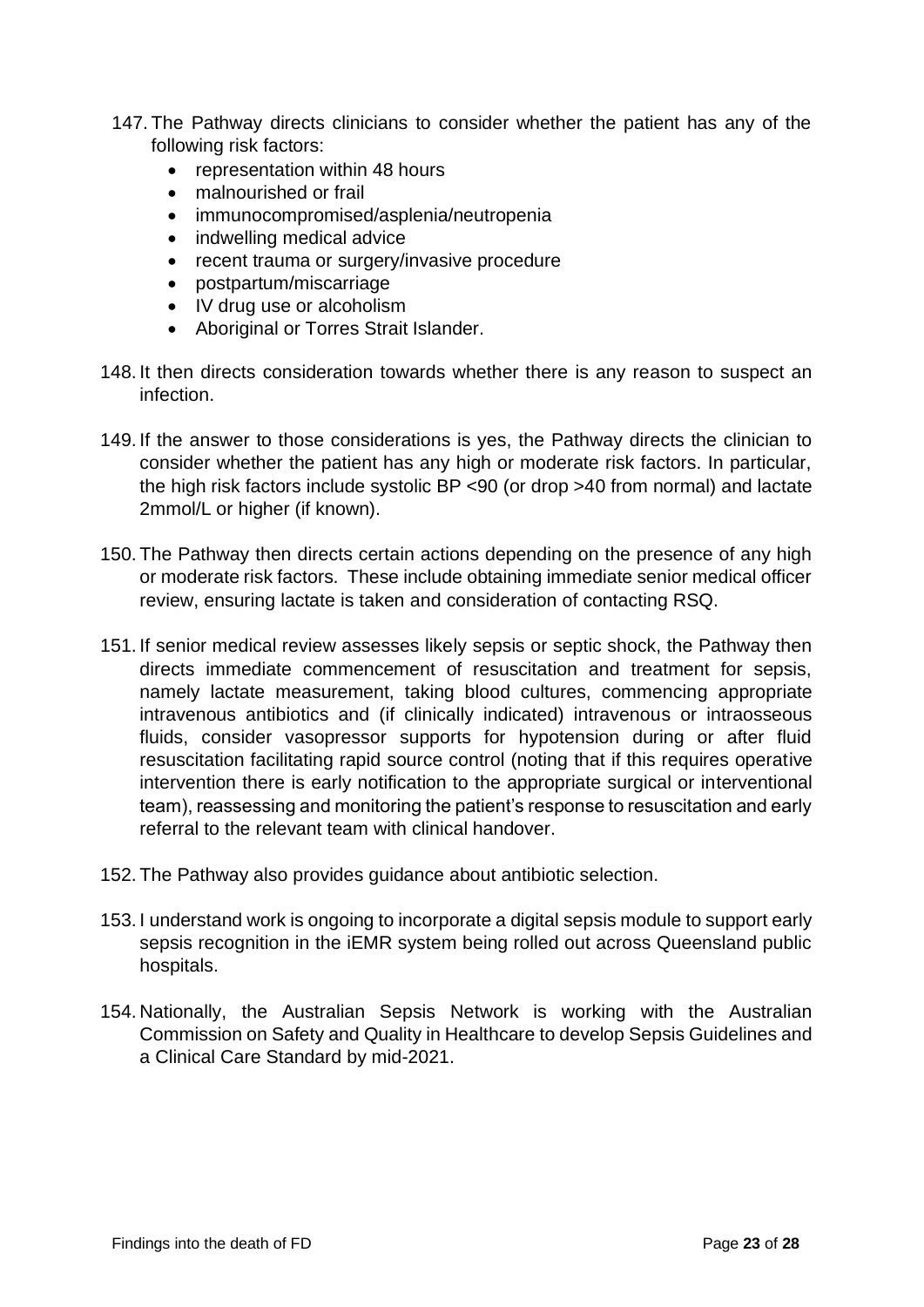147. The Pathway directs clinicians to consider whether the patient has any of the following risk factors:
    - representation within 48 hours
    - malnourished or frail
    - immunocompromised/asplenia/neutropenia
    - indwelling medical advice
    - recent trauma or surgery/invasive procedure
    - postpartum/miscarriage
    - IV drug use or alcoholism
    - Aboriginal or Torres Strait Islander.

148. It then directs consideration towards whether there is any reason to suspect an infection.

149. If the answer to those considerations is yes, the Pathway directs the clinician to consider whether the patient has any high or moderate risk factors. In particular, the high risk factors include systolic BP <90 (or drop >40 from normal) and lactate 2mmol/L or higher (if known).

150. The Pathway then directs certain actions depending on the presence of any high or moderate risk factors. These include obtaining immediate senior medical officer review, ensuring lactate is taken and consideration of contacting RSQ.

151. If senior medical review assesses likely sepsis or septic shock, the Pathway then directs immediate commencement of resuscitation and treatment for sepsis, namely lactate measurement, taking blood cultures, commencing appropriate intravenous antibiotics and (if clinically indicated) intravenous or intraosseous fluids, consider vasopressor supports for hypotension during or after fluid resuscitation facilitating rapid source control (noting that if this requires operative intervention there is early notification to the appropriate surgical or interventional team), reassessing and monitoring the patient's response to resuscitation and early referral to the relevant team with clinical handover.

152. The Pathway also provides guidance about antibiotic selection.

153. I understand work is ongoing to incorporate a digital sepsis module to support early sepsis recognition in the iEMR system being rolled out across Queensland public hospitals.

154. Nationally, the Australian Sepsis Network is working with the Australian Commission on Safety and Quality in Healthcare to develop Sepsis Guidelines and a Clinical Care Standard by mid-2021.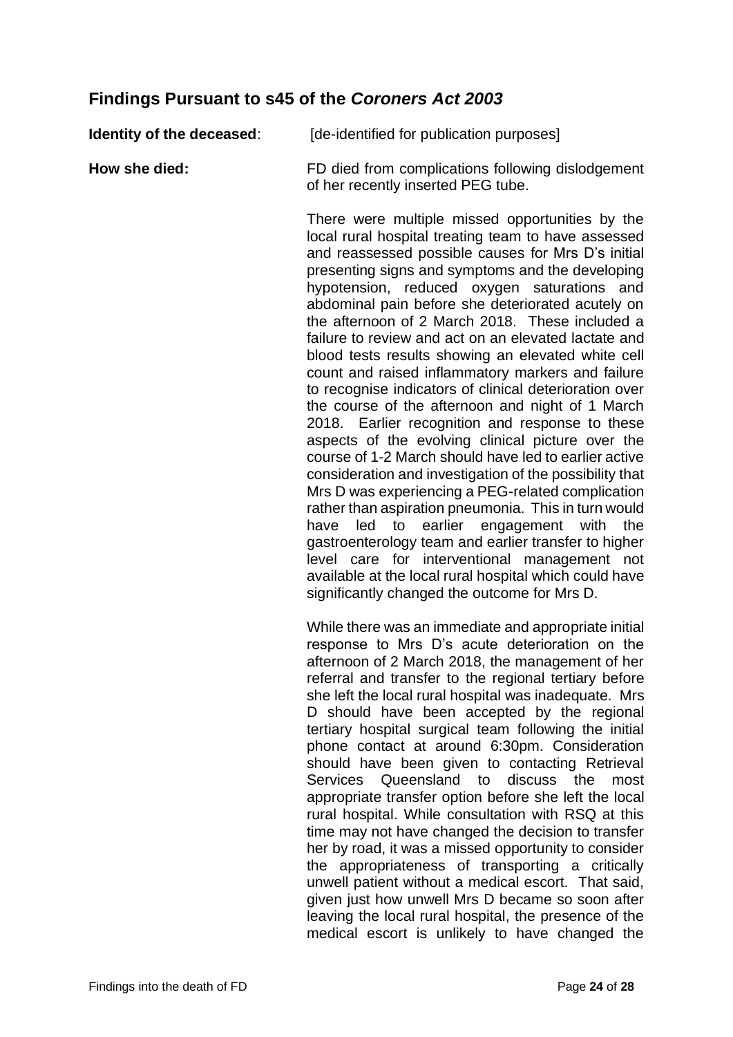## Findings Pursuant to s45 of the *Coroners Act 2003*

**Identity of the deceased**: [de-identified for publication purposes]

**How she died:** FD died from complications following dislodgement of her recently inserted PEG tube.

There were multiple missed opportunities by the local rural hospital treating team to have assessed and reassessed possible causes for Mrs D's initial presenting signs and symptoms and the developing hypotension, reduced oxygen saturations and abdominal pain before she deteriorated acutely on the afternoon of 2 March 2018. These included a failure to review and act on an elevated lactate and blood tests results showing an elevated white cell count and raised inflammatory markers and failure to recognise indicators of clinical deterioration over the course of the afternoon and night of 1 March 2018. Earlier recognition and response to these aspects of the evolving clinical picture over the course of 1-2 March should have led to earlier active consideration and investigation of the possibility that Mrs D was experiencing a PEG-related complication rather than aspiration pneumonia. This in turn would have led to earlier engagement with the gastroenterology team and earlier transfer to higher level care for interventional management not available at the local rural hospital which could have significantly changed the outcome for Mrs D.

While there was an immediate and appropriate initial response to Mrs D's acute deterioration on the afternoon of 2 March 2018, the management of her referral and transfer to the regional tertiary before she left the local rural hospital was inadequate. Mrs D should have been accepted by the regional tertiary hospital surgical team following the initial phone contact at around 6:30pm. Consideration should have been given to contacting Retrieval Services Queensland to discuss the most appropriate transfer option before she left the local rural hospital. While consultation with RSQ at this time may not have changed the decision to transfer her by road, it was a missed opportunity to consider the appropriateness of transporting a critically unwell patient without a medical escort. That said, given just how unwell Mrs D became so soon after leaving the local rural hospital, the presence of the medical escort is unlikely to have changed the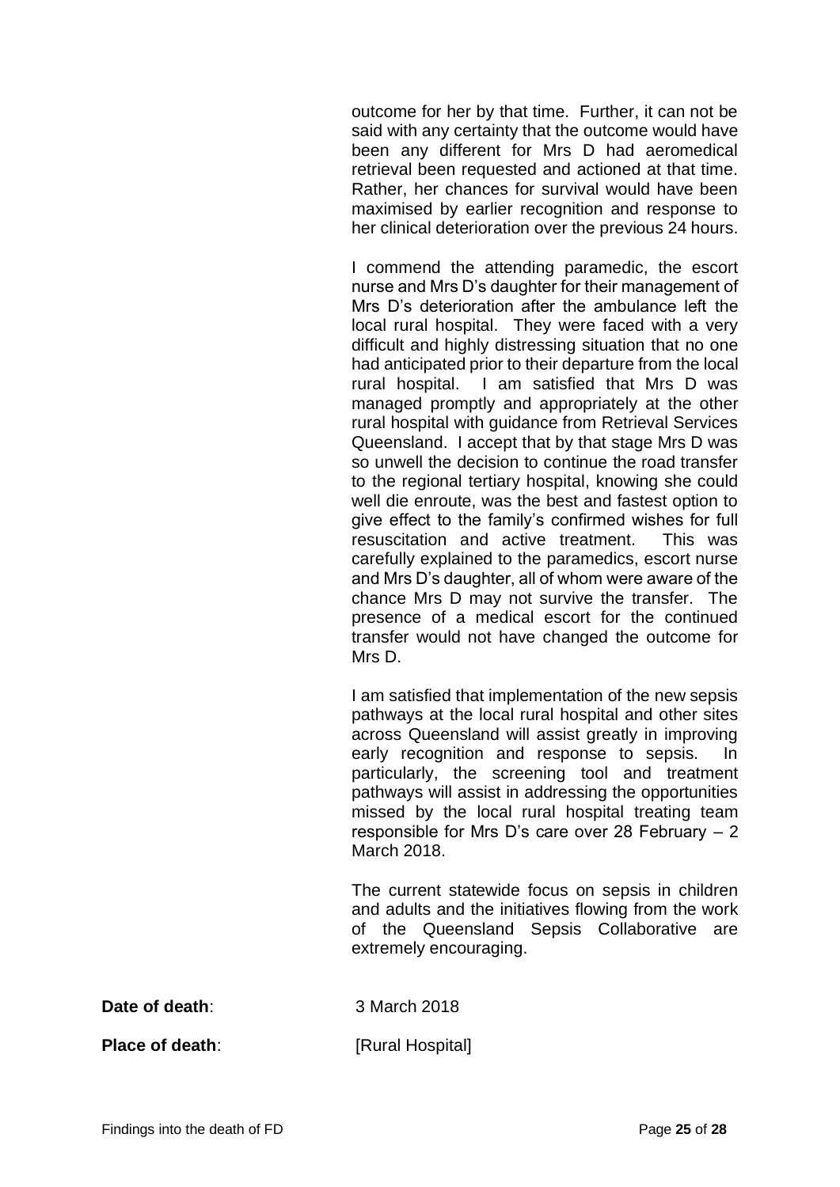outcome for her by that time. Further, it can not be said with any certainty that the outcome would have been any different for Mrs D had aeromedical retrieval been requested and actioned at that time. Rather, her chances for survival would have been maximised by earlier recognition and response to her clinical deterioration over the previous 24 hours.

I commend the attending paramedic, the escort nurse and Mrs D's daughter for their management of Mrs D's deterioration after the ambulance left the local rural hospital. They were faced with a very difficult and highly distressing situation that no one had anticipated prior to their departure from the local rural hospital. I am satisfied that Mrs D was managed promptly and appropriately at the other rural hospital with guidance from Retrieval Services Queensland. I accept that by that stage Mrs D was so unwell the decision to continue the road transfer to the regional tertiary hospital, knowing she could well die enroute, was the best and fastest option to give effect to the family's confirmed wishes for full resuscitation and active treatment. This was carefully explained to the paramedics, escort nurse and Mrs D's daughter, all of whom were aware of the chance Mrs D may not survive the transfer. The presence of a medical escort for the continued transfer would not have changed the outcome for Mrs D.

I am satisfied that implementation of the new sepsis pathways at the local rural hospital and other sites across Queensland will assist greatly in improving early recognition and response to sepsis. In particularly, the screening tool and treatment pathways will assist in addressing the opportunities missed by the local rural hospital treating team responsible for Mrs D's care over 28 February – 2 March 2018.

The current statewide focus on sepsis in children and adults and the initiatives flowing from the work of the Queensland Sepsis Collaborative are extremely encouraging.

**Date of death**: 3 March 2018

**Place of death**: [Rural Hospital]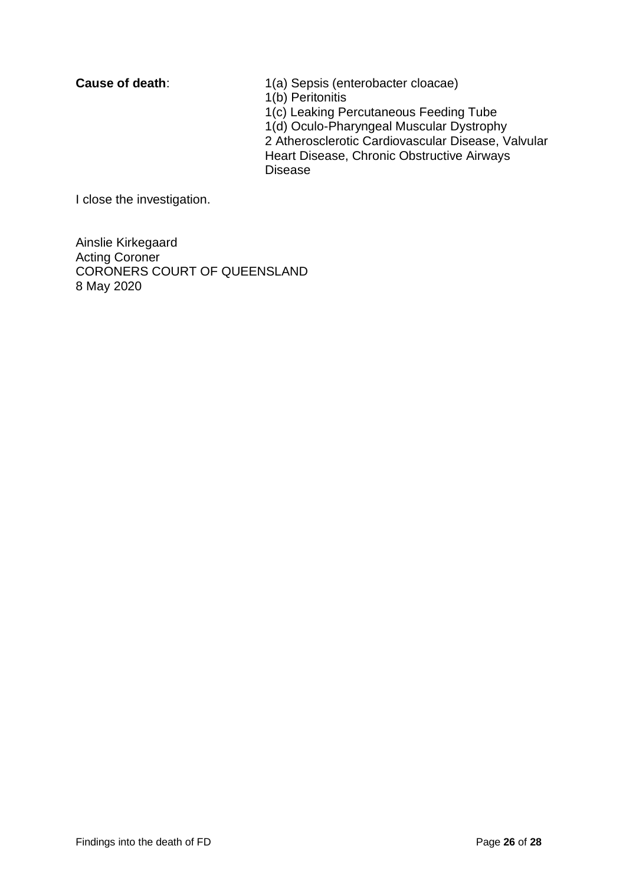**Cause of death**: 1(a) Sepsis (enterobacter cloacae)
1(b) Peritonitis
1(c) Leaking Percutaneous Feeding Tube
1(d) Oculo-Pharyngeal Muscular Dystrophy
2 Atherosclerotic Cardiovascular Disease, Valvular Heart Disease, Chronic Obstructive Airways Disease

I close the investigation.

Ainslie Kirkegaard
Acting Coroner
CORONERS COURT OF QUEENSLAND
8 May 2020